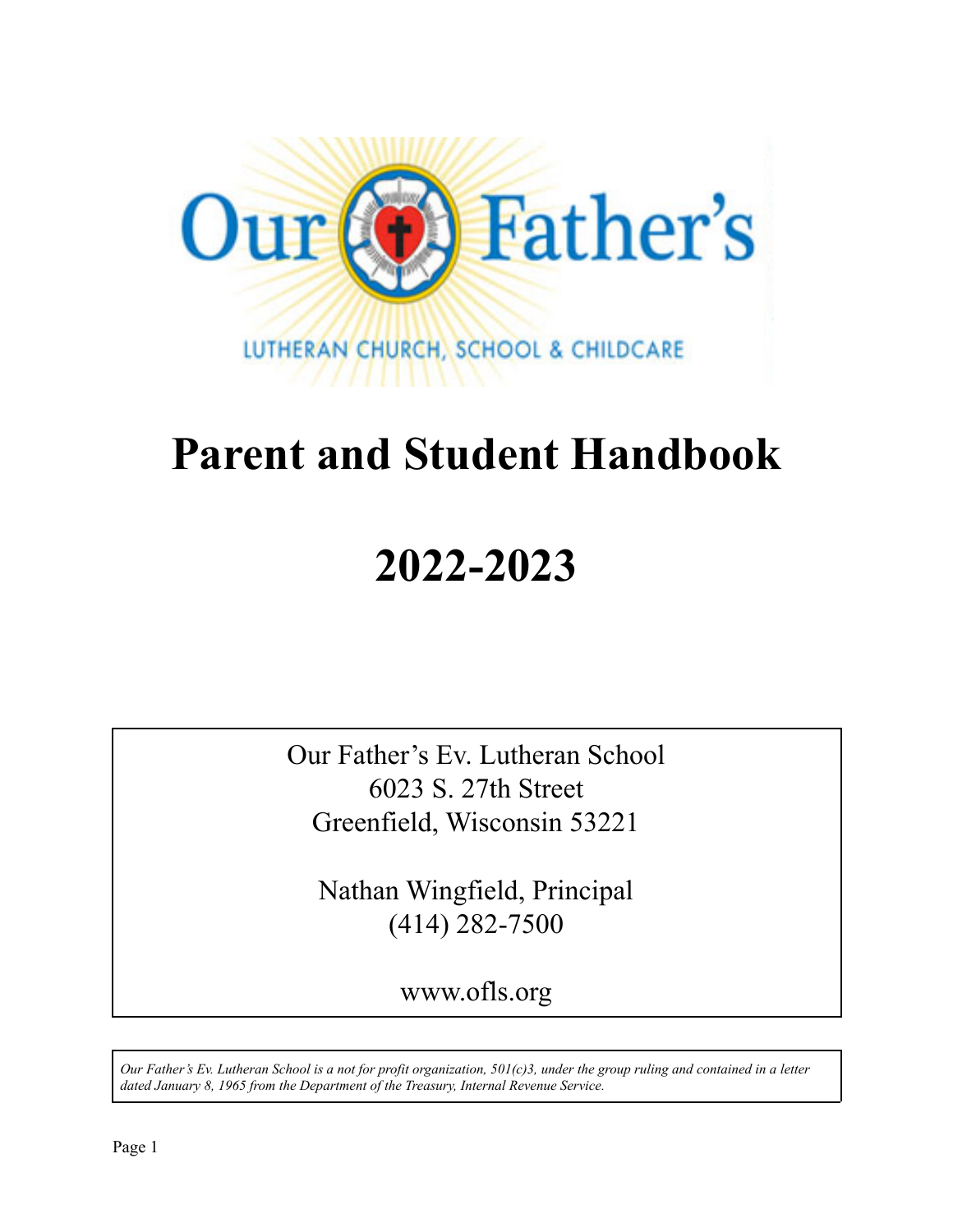Our Father's

LUTHERAN CHURCH, SCHOOL & CHILDCARE

# Parent and Student Handbook

# 2022-2023

Our Father's Ev. Lutheran School
6023 S. 27th Street
Greenfield, Wisconsin 53221

Nathan Wingfield, Principal
(414) 282-7500

www.ofls.org

*Our Father's Ev. Lutheran School is a not for profit organization, 501(c)3, under the group ruling and contained in a letter dated January 8, 1965 from the Department of the Treasury, Internal Revenue Service.*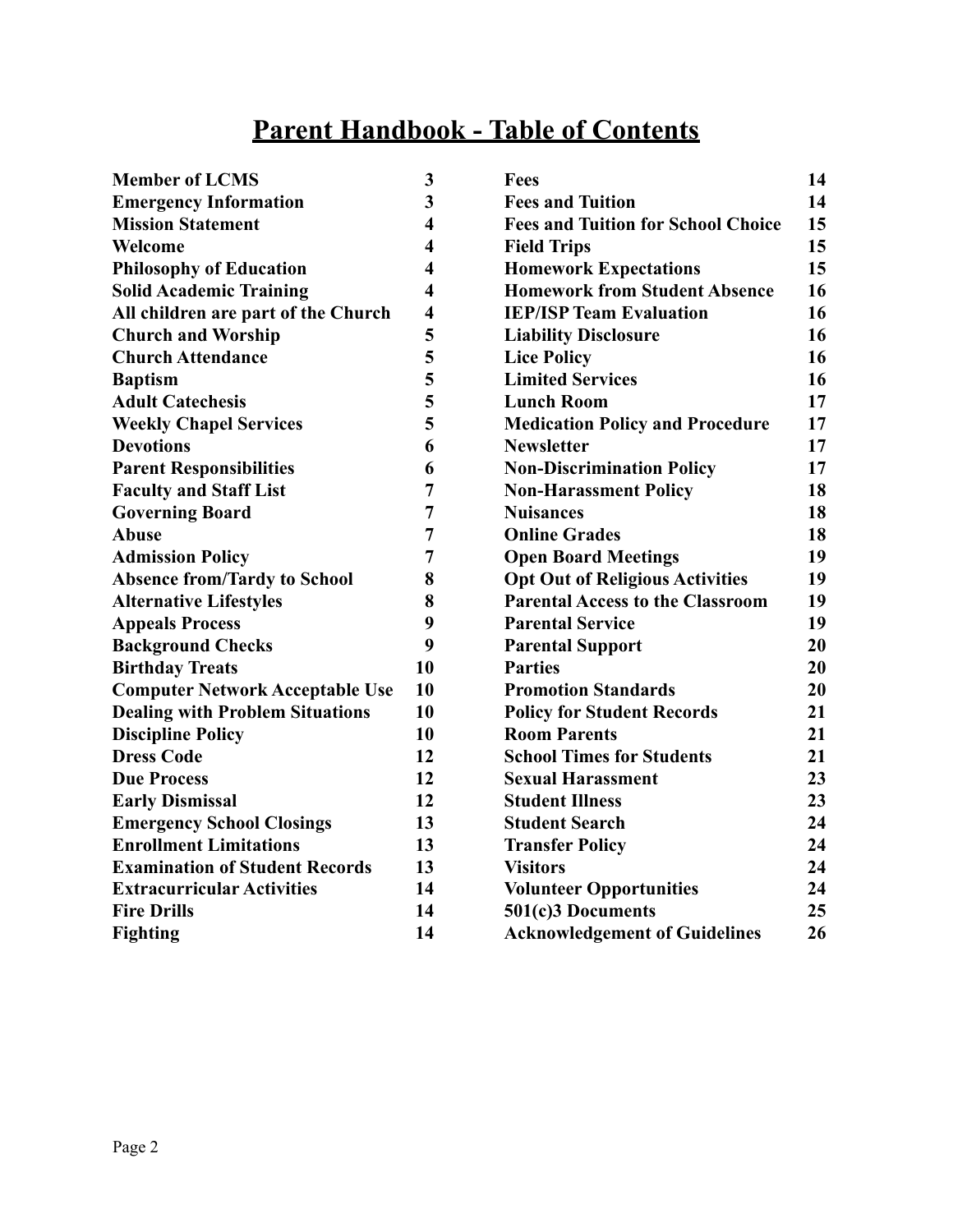# Parent Handbook - Table of Contents

| Section | Page |
|---|---|
| **Member of LCMS** | **3** |
| **Emergency Information** | **3** |
| **Mission Statement** | **4** |
| **Welcome** | **4** |
| **Philosophy of Education** | **4** |
| **Solid Academic Training** | **4** |
| **All children are part of the Church** | **4** |
| **Church and Worship** | **5** |
| **Church Attendance** | **5** |
| **Baptism** | **5** |
| **Adult Catechesis** | **5** |
| **Weekly Chapel Services** | **5** |
| **Devotions** | **6** |
| **Parent Responsibilities** | **6** |
| **Faculty and Staff List** | **7** |
| **Governing Board** | **7** |
| **Abuse** | **7** |
| **Admission Policy** | **7** |
| **Absence from/Tardy to School** | **8** |
| **Alternative Lifestyles** | **8** |
| **Appeals Process** | **9** |
| **Background Checks** | **9** |
| **Birthday Treats** | **10** |
| **Computer Network Acceptable Use** | **10** |
| **Dealing with Problem Situations** | **10** |
| **Discipline Policy** | **10** |
| **Dress Code** | **12** |
| **Due Process** | **12** |
| **Early Dismissal** | **12** |
| **Emergency School Closings** | **13** |
| **Enrollment Limitations** | **13** |
| **Examination of Student Records** | **13** |
| **Extracurricular Activities** | **14** |
| **Fire Drills** | **14** |
| **Fighting** | **14** |
| **Fees** | **14** |
| **Fees and Tuition** | **14** |
| **Fees and Tuition for School Choice** | **15** |
| **Field Trips** | **15** |
| **Homework Expectations** | **15** |
| **Homework from Student Absence** | **16** |
| **IEP/ISP Team Evaluation** | **16** |
| **Liability Disclosure** | **16** |
| **Lice Policy** | **16** |
| **Limited Services** | **16** |
| **Lunch Room** | **17** |
| **Medication Policy and Procedure** | **17** |
| **Newsletter** | **17** |
| **Non-Discrimination Policy** | **17** |
| **Non-Harassment Policy** | **18** |
| **Nuisances** | **18** |
| **Online Grades** | **18** |
| **Open Board Meetings** | **19** |
| **Opt Out of Religious Activities** | **19** |
| **Parental Access to the Classroom** | **19** |
| **Parental Service** | **19** |
| **Parental Support** | **20** |
| **Parties** | **20** |
| **Promotion Standards** | **20** |
| **Policy for Student Records** | **21** |
| **Room Parents** | **21** |
| **School Times for Students** | **21** |
| **Sexual Harassment** | **23** |
| **Student Illness** | **23** |
| **Student Search** | **24** |
| **Transfer Policy** | **24** |
| **Visitors** | **24** |
| **Volunteer Opportunities** | **24** |
| **501(c)3 Documents** | **25** |
| **Acknowledgement of Guidelines** | **26** |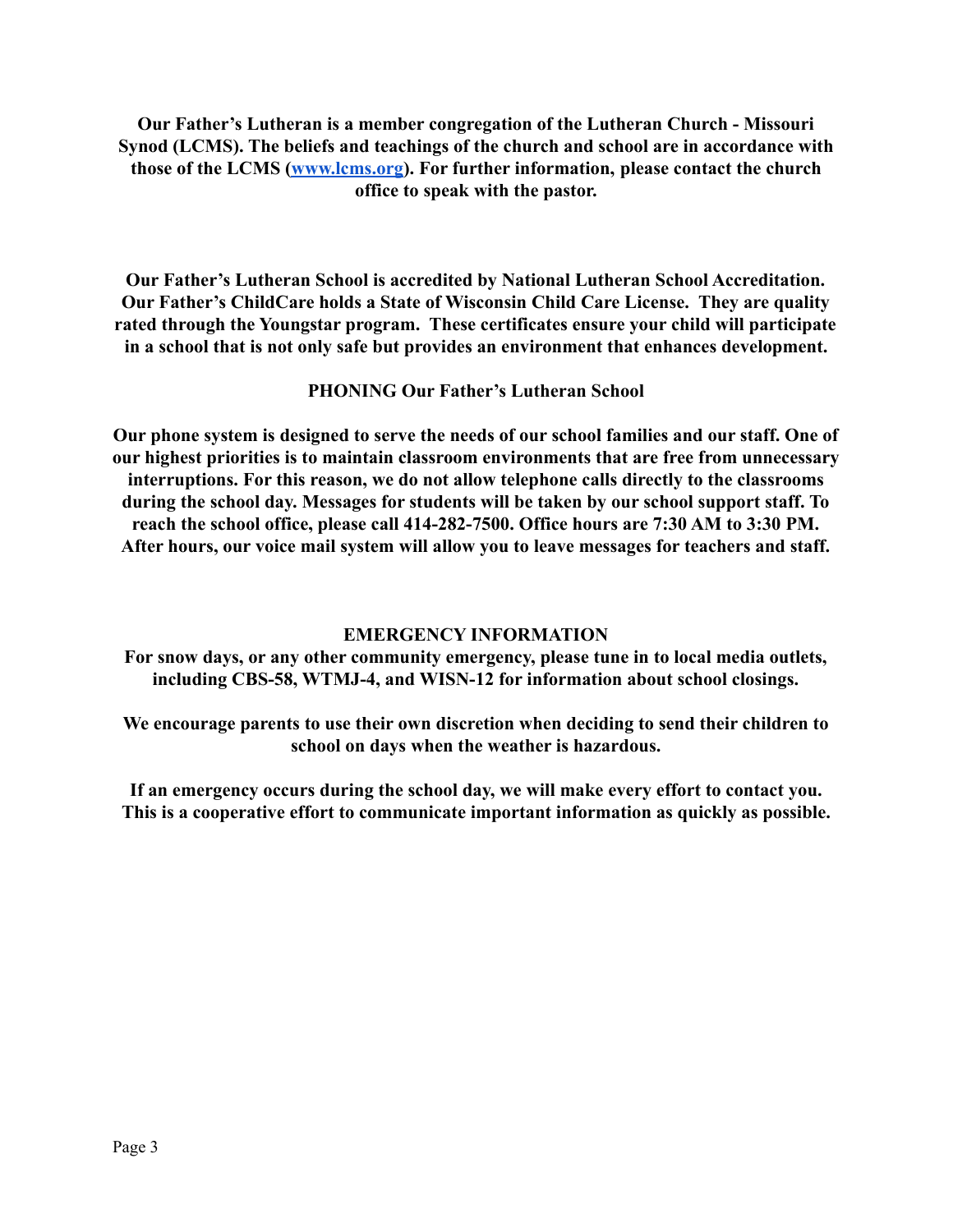**Our Father's Lutheran is a member congregation of the Lutheran Church - Missouri Synod (LCMS). The beliefs and teachings of the church and school are in accordance with those of the LCMS ([www.lcms.org](http://www.lcms.org)). For further information, please contact the church office to speak with the pastor.**

**Our Father's Lutheran School is accredited by National Lutheran School Accreditation. Our Father's ChildCare holds a State of Wisconsin Child Care License. They are quality rated through the Youngstar program. These certificates ensure your child will participate in a school that is not only safe but provides an environment that enhances development.**

## PHONING Our Father's Lutheran School

**Our phone system is designed to serve the needs of our school families and our staff. One of our highest priorities is to maintain classroom environments that are free from unnecessary interruptions. For this reason, we do not allow telephone calls directly to the classrooms during the school day. Messages for students will be taken by our school support staff. To reach the school office, please call 414-282-7500. Office hours are 7:30 AM to 3:30 PM. After hours, our voice mail system will allow you to leave messages for teachers and staff.**

## EMERGENCY INFORMATION

**For snow days, or any other community emergency, please tune in to local media outlets, including CBS-58, WTMJ-4, and WISN-12 for information about school closings.**

**We encourage parents to use their own discretion when deciding to send their children to school on days when the weather is hazardous.**

**If an emergency occurs during the school day, we will make every effort to contact you. This is a cooperative effort to communicate important information as quickly as possible.**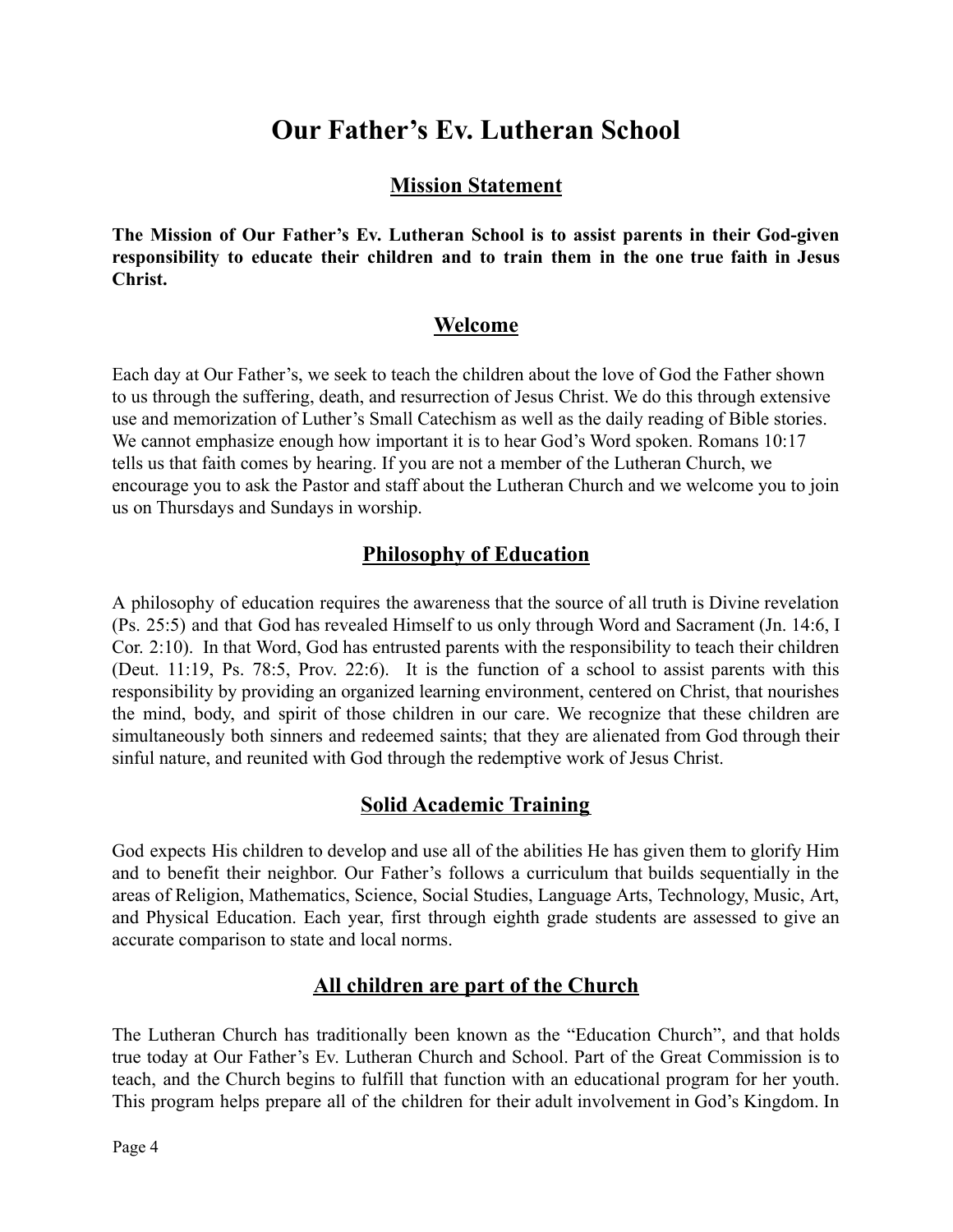# Our Father's Ev. Lutheran School

## Mission Statement

**The Mission of Our Father's Ev. Lutheran School is to assist parents in their God-given responsibility to educate their children and to train them in the one true faith in Jesus Christ.**

## Welcome

Each day at Our Father's, we seek to teach the children about the love of God the Father shown to us through the suffering, death, and resurrection of Jesus Christ. We do this through extensive use and memorization of Luther's Small Catechism as well as the daily reading of Bible stories. We cannot emphasize enough how important it is to hear God's Word spoken. Romans 10:17 tells us that faith comes by hearing. If you are not a member of the Lutheran Church, we encourage you to ask the Pastor and staff about the Lutheran Church and we welcome you to join us on Thursdays and Sundays in worship.

## Philosophy of Education

A philosophy of education requires the awareness that the source of all truth is Divine revelation (Ps. 25:5) and that God has revealed Himself to us only through Word and Sacrament (Jn. 14:6, I Cor. 2:10). In that Word, God has entrusted parents with the responsibility to teach their children (Deut. 11:19, Ps. 78:5, Prov. 22:6). It is the function of a school to assist parents with this responsibility by providing an organized learning environment, centered on Christ, that nourishes the mind, body, and spirit of those children in our care. We recognize that these children are simultaneously both sinners and redeemed saints; that they are alienated from God through their sinful nature, and reunited with God through the redemptive work of Jesus Christ.

## Solid Academic Training

God expects His children to develop and use all of the abilities He has given them to glorify Him and to benefit their neighbor. Our Father's follows a curriculum that builds sequentially in the areas of Religion, Mathematics, Science, Social Studies, Language Arts, Technology, Music, Art, and Physical Education. Each year, first through eighth grade students are assessed to give an accurate comparison to state and local norms.

## All children are part of the Church

The Lutheran Church has traditionally been known as the "Education Church", and that holds true today at Our Father's Ev. Lutheran Church and School. Part of the Great Commission is to teach, and the Church begins to fulfill that function with an educational program for her youth. This program helps prepare all of the children for their adult involvement in God's Kingdom. In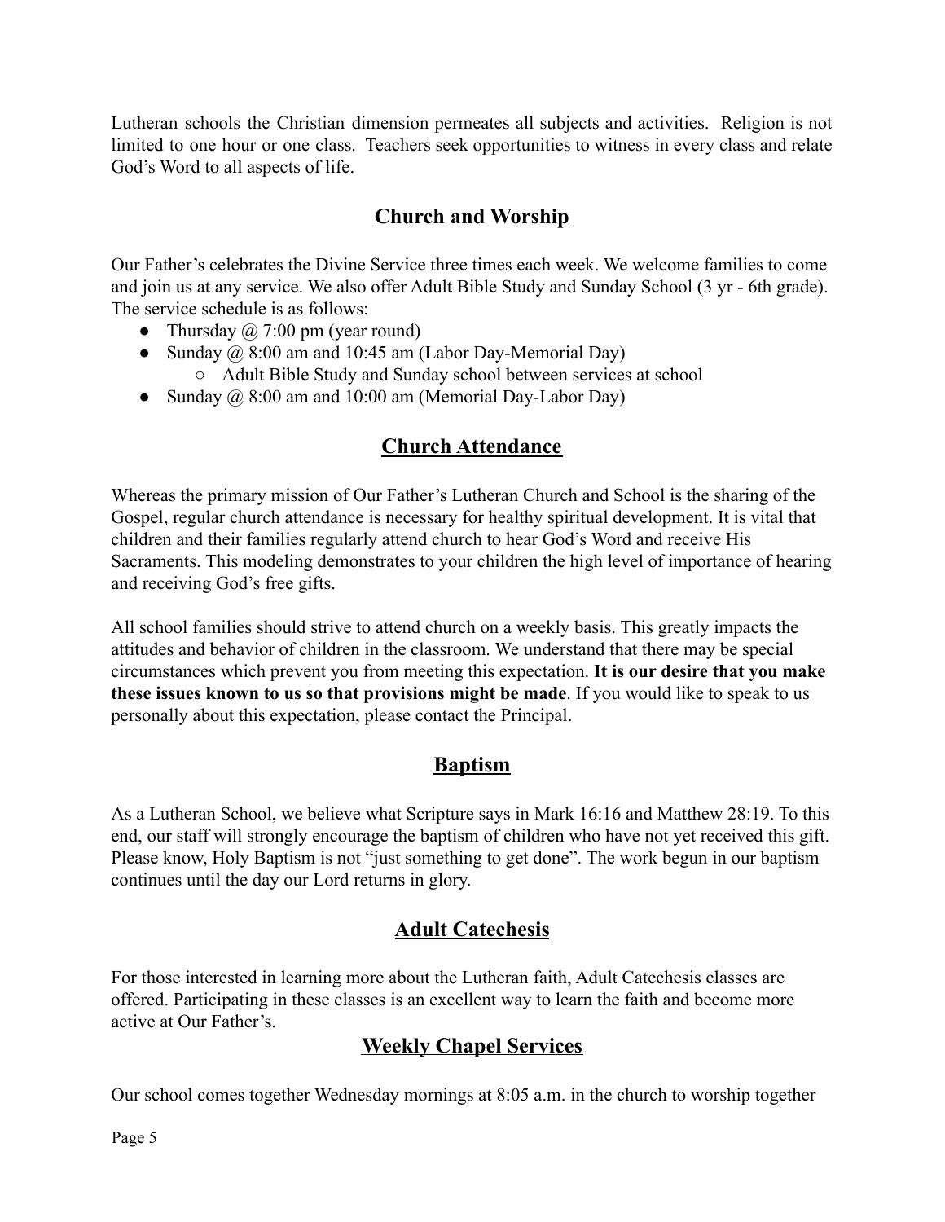Lutheran schools the Christian dimension permeates all subjects and activities. Religion is not limited to one hour or one class. Teachers seek opportunities to witness in every class and relate God's Word to all aspects of life.

## Church and Worship

Our Father's celebrates the Divine Service three times each week. We welcome families to come and join us at any service. We also offer Adult Bible Study and Sunday School (3 yr - 6th grade). The service schedule is as follows:

- Thursday @ 7:00 pm (year round)
- Sunday @ 8:00 am and 10:45 am (Labor Day-Memorial Day)
    - Adult Bible Study and Sunday school between services at school
- Sunday @ 8:00 am and 10:00 am (Memorial Day-Labor Day)

## Church Attendance

Whereas the primary mission of Our Father's Lutheran Church and School is the sharing of the Gospel, regular church attendance is necessary for healthy spiritual development. It is vital that children and their families regularly attend church to hear God's Word and receive His Sacraments. This modeling demonstrates to your children the high level of importance of hearing and receiving God's free gifts.

All school families should strive to attend church on a weekly basis. This greatly impacts the attitudes and behavior of children in the classroom. We understand that there may be special circumstances which prevent you from meeting this expectation. **It is our desire that you make these issues known to us so that provisions might be made**. If you would like to speak to us personally about this expectation, please contact the Principal.

## Baptism

As a Lutheran School, we believe what Scripture says in Mark 16:16 and Matthew 28:19. To this end, our staff will strongly encourage the baptism of children who have not yet received this gift. Please know, Holy Baptism is not "just something to get done". The work begun in our baptism continues until the day our Lord returns in glory.

## Adult Catechesis

For those interested in learning more about the Lutheran faith, Adult Catechesis classes are offered. Participating in these classes is an excellent way to learn the faith and become more active at Our Father's.

## Weekly Chapel Services

Our school comes together Wednesday mornings at 8:05 a.m. in the church to worship together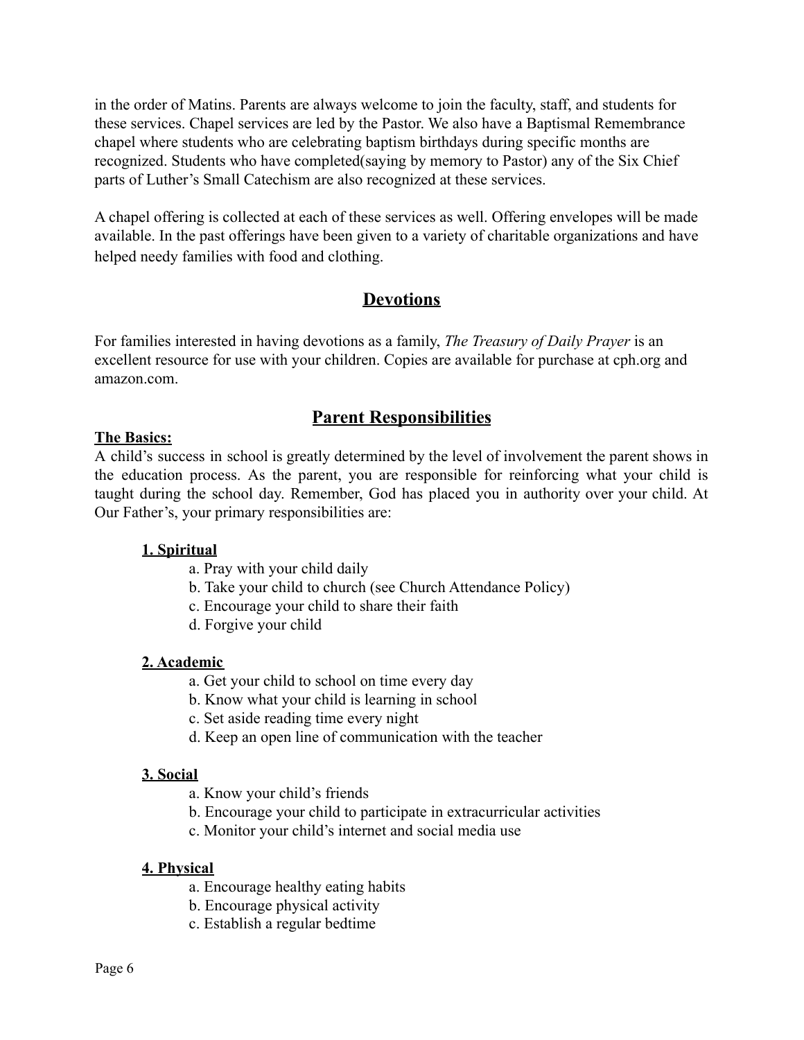in the order of Matins. Parents are always welcome to join the faculty, staff, and students for these services. Chapel services are led by the Pastor. We also have a Baptismal Remembrance chapel where students who are celebrating baptism birthdays during specific months are recognized. Students who have completed(saying by memory to Pastor) any of the Six Chief parts of Luther's Small Catechism are also recognized at these services.

A chapel offering is collected at each of these services as well. Offering envelopes will be made available. In the past offerings have been given to a variety of charitable organizations and have helped needy families with food and clothing.

## Devotions

For families interested in having devotions as a family, *The Treasury of Daily Prayer* is an excellent resource for use with your children. Copies are available for purchase at cph.org and amazon.com.

## Parent Responsibilities

**The Basics:**

A child's success in school is greatly determined by the level of involvement the parent shows in the education process. As the parent, you are responsible for reinforcing what your child is taught during the school day. Remember, God has placed you in authority over your child. At Our Father's, your primary responsibilities are:

**1. Spiritual**

- a. Pray with your child daily
- b. Take your child to church (see Church Attendance Policy)
- c. Encourage your child to share their faith
- d. Forgive your child

**2. Academic**

- a. Get your child to school on time every day
- b. Know what your child is learning in school
- c. Set aside reading time every night
- d. Keep an open line of communication with the teacher

**3. Social**

- a. Know your child's friends
- b. Encourage your child to participate in extracurricular activities
- c. Monitor your child's internet and social media use

**4. Physical**

- a. Encourage healthy eating habits
- b. Encourage physical activity
- c. Establish a regular bedtime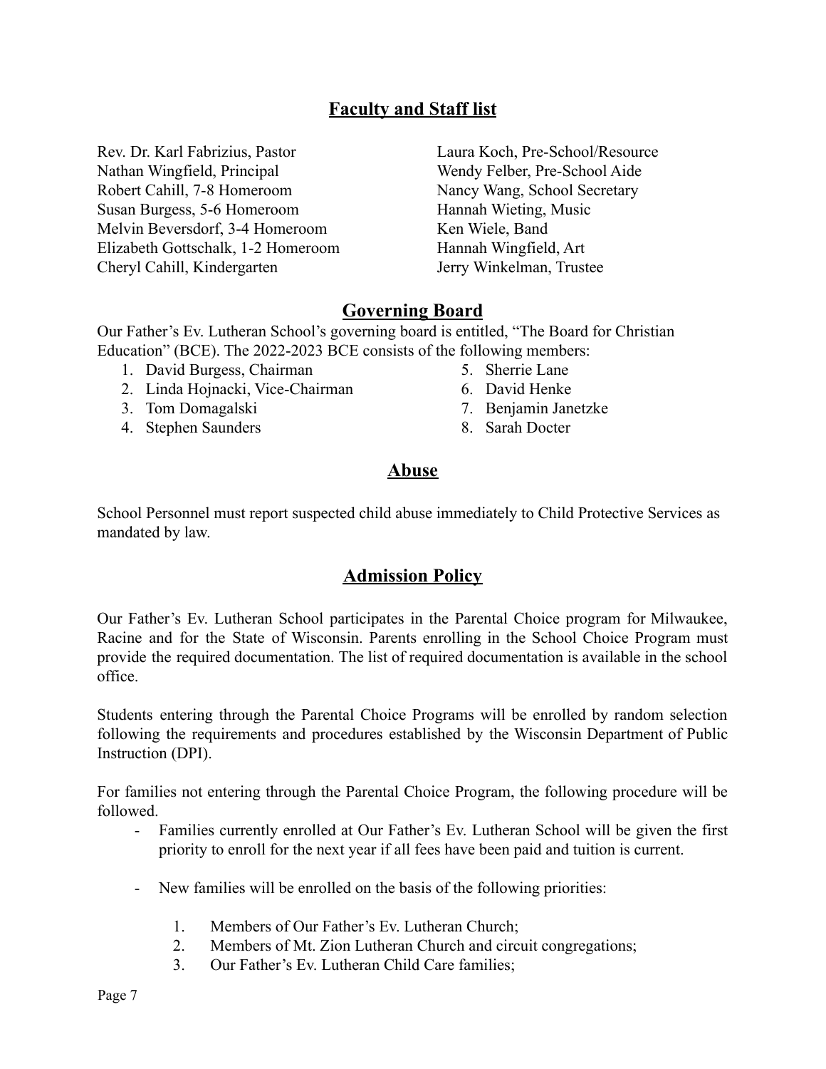## Faculty and Staff list

Rev. Dr. Karl Fabrizius, Pastor
Nathan Wingfield, Principal
Robert Cahill, 7-8 Homeroom
Susan Burgess, 5-6 Homeroom
Melvin Beversdorf, 3-4 Homeroom
Elizabeth Gottschalk, 1-2 Homeroom
Cheryl Cahill, Kindergarten
Laura Koch, Pre-School/Resource
Wendy Felber, Pre-School Aide
Nancy Wang, School Secretary
Hannah Wieting, Music
Ken Wiele, Band
Hannah Wingfield, Art
Jerry Winkelman, Trustee

## Governing Board

Our Father's Ev. Lutheran School's governing board is entitled, "The Board for Christian Education" (BCE). The 2022-2023 BCE consists of the following members:

1. David Burgess, Chairman
2. Linda Hojnacki, Vice-Chairman
3. Tom Domagalski
4. Stephen Saunders
5. Sherrie Lane
6. David Henke
7. Benjamin Janetzke
8. Sarah Docter

## Abuse

School Personnel must report suspected child abuse immediately to Child Protective Services as mandated by law.

## Admission Policy

Our Father's Ev. Lutheran School participates in the Parental Choice program for Milwaukee, Racine and for the State of Wisconsin. Parents enrolling in the School Choice Program must provide the required documentation. The list of required documentation is available in the school office.

Students entering through the Parental Choice Programs will be enrolled by random selection following the requirements and procedures established by the Wisconsin Department of Public Instruction (DPI).

For families not entering through the Parental Choice Program, the following procedure will be followed.

- Families currently enrolled at Our Father's Ev. Lutheran School will be given the first priority to enroll for the next year if all fees have been paid and tuition is current.

- New families will be enrolled on the basis of the following priorities:

    1. Members of Our Father's Ev. Lutheran Church;
    2. Members of Mt. Zion Lutheran Church and circuit congregations;
    3. Our Father's Ev. Lutheran Child Care families;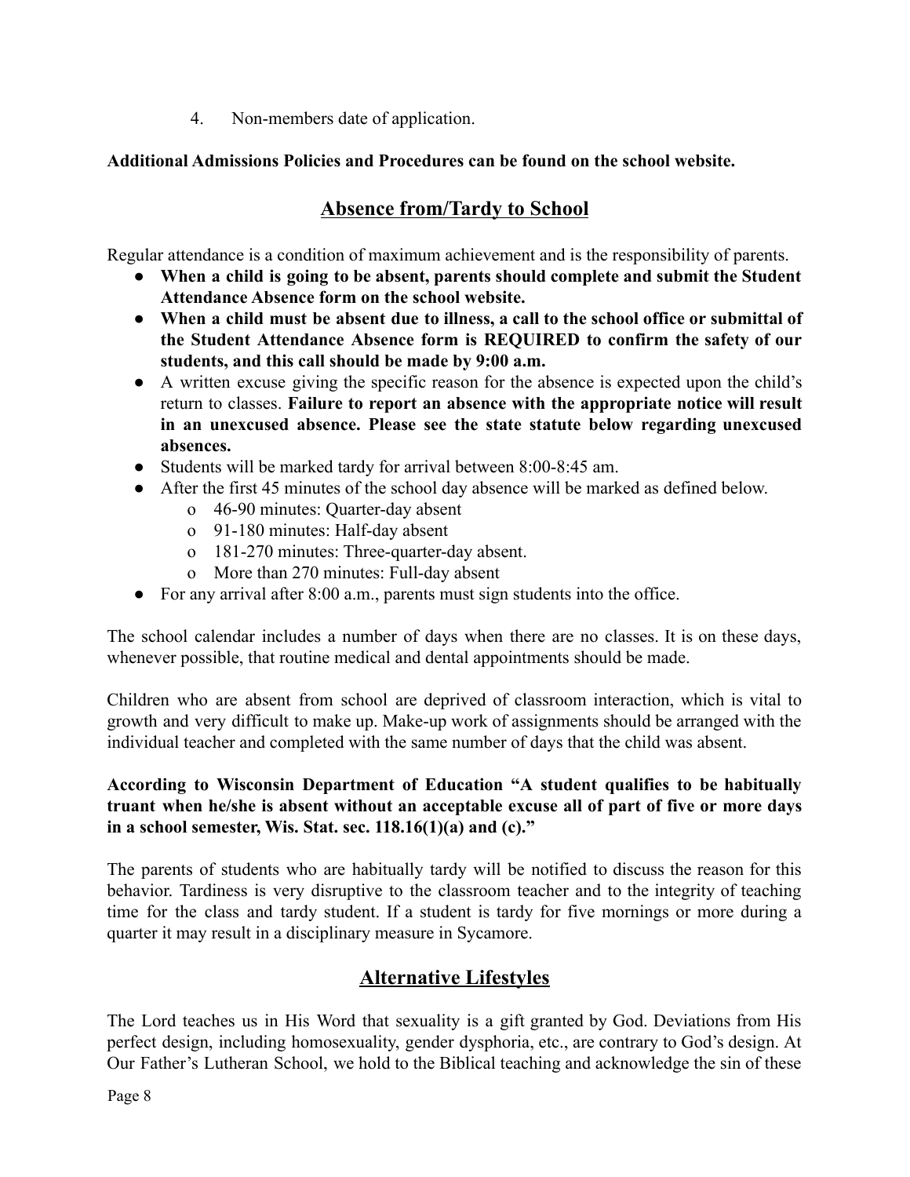4. Non-members date of application.

**Additional Admissions Policies and Procedures can be found on the school website.**

## Absence from/Tardy to School

Regular attendance is a condition of maximum achievement and is the responsibility of parents.

- **When a child is going to be absent, parents should complete and submit the Student Attendance Absence form on the school website.**
- **When a child must be absent due to illness, a call to the school office or submittal of the Student Attendance Absence form is REQUIRED to confirm the safety of our students, and this call should be made by 9:00 a.m.**
- A written excuse giving the specific reason for the absence is expected upon the child's return to classes. **Failure to report an absence with the appropriate notice will result in an unexcused absence. Please see the state statute below regarding unexcused absences.**
- Students will be marked tardy for arrival between 8:00-8:45 am.
- After the first 45 minutes of the school day absence will be marked as defined below.
  - 46-90 minutes: Quarter-day absent
  - 91-180 minutes: Half-day absent
  - 181-270 minutes: Three-quarter-day absent.
  - More than 270 minutes: Full-day absent
- For any arrival after 8:00 a.m., parents must sign students into the office.

The school calendar includes a number of days when there are no classes. It is on these days, whenever possible, that routine medical and dental appointments should be made.

Children who are absent from school are deprived of classroom interaction, which is vital to growth and very difficult to make up. Make-up work of assignments should be arranged with the individual teacher and completed with the same number of days that the child was absent.

**According to Wisconsin Department of Education "A student qualifies to be habitually truant when he/she is absent without an acceptable excuse all of part of five or more days in a school semester, Wis. Stat. sec. 118.16(1)(a) and (c)."**

The parents of students who are habitually tardy will be notified to discuss the reason for this behavior. Tardiness is very disruptive to the classroom teacher and to the integrity of teaching time for the class and tardy student. If a student is tardy for five mornings or more during a quarter it may result in a disciplinary measure in Sycamore.

## Alternative Lifestyles

The Lord teaches us in His Word that sexuality is a gift granted by God. Deviations from His perfect design, including homosexuality, gender dysphoria, etc., are contrary to God's design. At Our Father's Lutheran School, we hold to the Biblical teaching and acknowledge the sin of these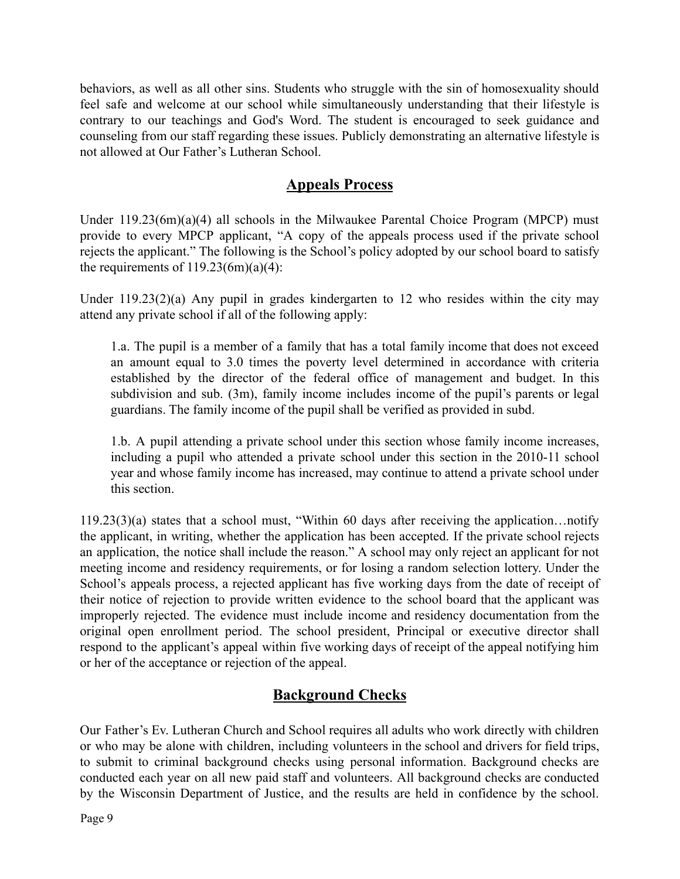behaviors, as well as all other sins. Students who struggle with the sin of homosexuality should feel safe and welcome at our school while simultaneously understanding that their lifestyle is contrary to our teachings and God's Word. The student is encouraged to seek guidance and counseling from our staff regarding these issues. Publicly demonstrating an alternative lifestyle is not allowed at Our Father's Lutheran School.

## Appeals Process

Under 119.23(6m)(a)(4) all schools in the Milwaukee Parental Choice Program (MPCP) must provide to every MPCP applicant, "A copy of the appeals process used if the private school rejects the applicant." The following is the School's policy adopted by our school board to satisfy the requirements of 119.23(6m)(a)(4):

Under 119.23(2)(a) Any pupil in grades kindergarten to 12 who resides within the city may attend any private school if all of the following apply:

> 1.a. The pupil is a member of a family that has a total family income that does not exceed an amount equal to 3.0 times the poverty level determined in accordance with criteria established by the director of the federal office of management and budget. In this subdivision and sub. (3m), family income includes income of the pupil's parents or legal guardians. The family income of the pupil shall be verified as provided in subd.
>
> 1.b. A pupil attending a private school under this section whose family income increases, including a pupil who attended a private school under this section in the 2010-11 school year and whose family income has increased, may continue to attend a private school under this section.

119.23(3)(a) states that a school must, "Within 60 days after receiving the application…notify the applicant, in writing, whether the application has been accepted. If the private school rejects an application, the notice shall include the reason." A school may only reject an applicant for not meeting income and residency requirements, or for losing a random selection lottery. Under the School's appeals process, a rejected applicant has five working days from the date of receipt of their notice of rejection to provide written evidence to the school board that the applicant was improperly rejected. The evidence must include income and residency documentation from the original open enrollment period. The school president, Principal or executive director shall respond to the applicant's appeal within five working days of receipt of the appeal notifying him or her of the acceptance or rejection of the appeal.

## Background Checks

Our Father's Ev. Lutheran Church and School requires all adults who work directly with children or who may be alone with children, including volunteers in the school and drivers for field trips, to submit to criminal background checks using personal information. Background checks are conducted each year on all new paid staff and volunteers. All background checks are conducted by the Wisconsin Department of Justice, and the results are held in confidence by the school.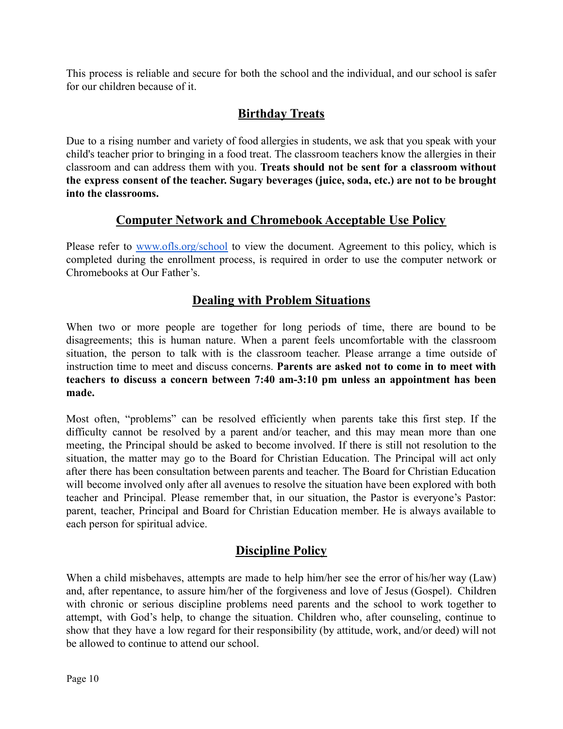This process is reliable and secure for both the school and the individual, and our school is safer for our children because of it.

## Birthday Treats

Due to a rising number and variety of food allergies in students, we ask that you speak with your child's teacher prior to bringing in a food treat. The classroom teachers know the allergies in their classroom and can address them with you. **Treats should not be sent for a classroom without the express consent of the teacher. Sugary beverages (juice, soda, etc.) are not to be brought into the classrooms.**

## Computer Network and Chromebook Acceptable Use Policy

Please refer to [www.ofls.org/school](www.ofls.org/school) to view the document. Agreement to this policy, which is completed during the enrollment process, is required in order to use the computer network or Chromebooks at Our Father's.

## Dealing with Problem Situations

When two or more people are together for long periods of time, there are bound to be disagreements; this is human nature. When a parent feels uncomfortable with the classroom situation, the person to talk with is the classroom teacher. Please arrange a time outside of instruction time to meet and discuss concerns. **Parents are asked not to come in to meet with teachers to discuss a concern between 7:40 am-3:10 pm unless an appointment has been made.**

Most often, "problems" can be resolved efficiently when parents take this first step. If the difficulty cannot be resolved by a parent and/or teacher, and this may mean more than one meeting, the Principal should be asked to become involved. If there is still not resolution to the situation, the matter may go to the Board for Christian Education. The Principal will act only after there has been consultation between parents and teacher. The Board for Christian Education will become involved only after all avenues to resolve the situation have been explored with both teacher and Principal. Please remember that, in our situation, the Pastor is everyone's Pastor: parent, teacher, Principal and Board for Christian Education member. He is always available to each person for spiritual advice.

## Discipline Policy

When a child misbehaves, attempts are made to help him/her see the error of his/her way (Law) and, after repentance, to assure him/her of the forgiveness and love of Jesus (Gospel). Children with chronic or serious discipline problems need parents and the school to work together to attempt, with God's help, to change the situation. Children who, after counseling, continue to show that they have a low regard for their responsibility (by attitude, work, and/or deed) will not be allowed to continue to attend our school.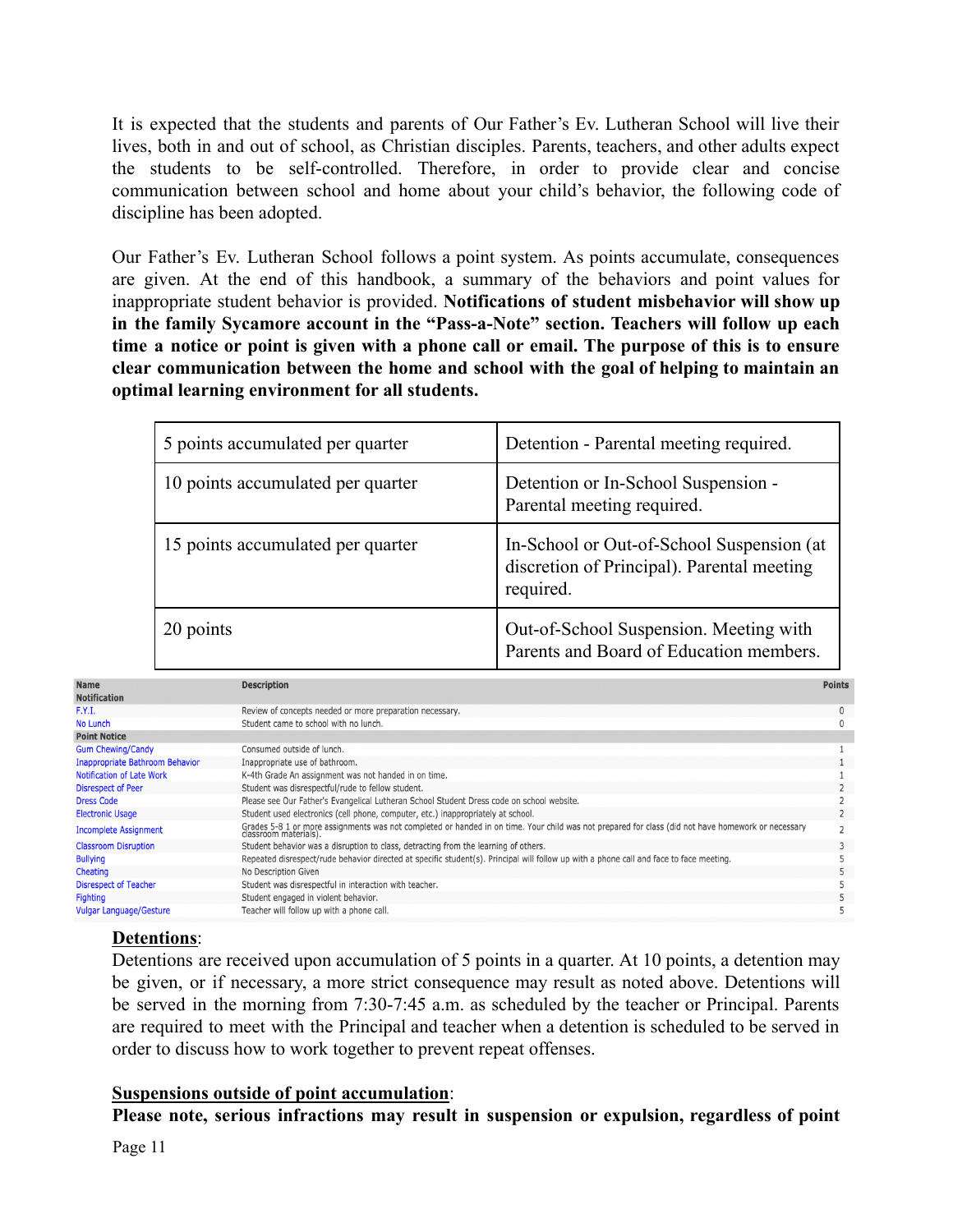It is expected that the students and parents of Our Father's Ev. Lutheran School will live their lives, both in and out of school, as Christian disciples. Parents, teachers, and other adults expect the students to be self-controlled. Therefore, in order to provide clear and concise communication between school and home about your child's behavior, the following code of discipline has been adopted.

Our Father's Ev. Lutheran School follows a point system. As points accumulate, consequences are given. At the end of this handbook, a summary of the behaviors and point values for inappropriate student behavior is provided. **Notifications of student misbehavior will show up in the family Sycamore account in the "Pass-a-Note" section. Teachers will follow up each time a notice or point is given with a phone call or email. The purpose of this is to ensure clear communication between the home and school with the goal of helping to maintain an optimal learning environment for all students.**

| | |
|---|---|
| 5 points accumulated per quarter | Detention - Parental meeting required. |
| 10 points accumulated per quarter | Detention or In-School Suspension - Parental meeting required. |
| 15 points accumulated per quarter | In-School or Out-of-School Suspension (at discretion of Principal). Parental meeting required. |
| 20 points | Out-of-School Suspension. Meeting with Parents and Board of Education members. |

| Name | Description | Points |
|---|---|---|
| **Notification** | | |
| F.Y.I. | Review of concepts needed or more preparation necessary. | 0 |
| No Lunch | Student came to school with no lunch. | 0 |
| **Point Notice** | | |
| Gum Chewing/Candy | Consumed outside of lunch. | 1 |
| Inappropriate Bathroom Behavior | Inappropriate use of bathroom. | 1 |
| Notification of Late Work | K-4th Grade An assignment was not handed in on time. | 1 |
| Disrespect of Peer | Student was disrespectful/rude to fellow student. | 2 |
| Dress Code | Please see Our Father's Evangelical Lutheran School Student Dress code on school website. | 2 |
| Electronic Usage | Student used electronics (cell phone, computer, etc.) inappropriately at school. | 2 |
| Incomplete Assignment | Grades 5-8 1 or more assignments was not completed or handed in on time. Your child was not prepared for class (did not have homework or necessary classroom materials). | 2 |
| Classroom Disruption | Student behavior was a disruption to class, detracting from the learning of others. | 3 |
| Bullying | Repeated disrespect/rude behavior directed at specific student(s). Principal will follow up with a phone call and face to face meeting. | 5 |
| Cheating | No Description Given | 5 |
| Disrespect of Teacher | Student was disrespectful in interaction with teacher. | 5 |
| Fighting | Student engaged in violent behavior. | 5 |
| Vulgar Language/Gesture | Teacher will follow up with a phone call. | 5 |

**Detentions**:

Detentions are received upon accumulation of 5 points in a quarter. At 10 points, a detention may be given, or if necessary, a more strict consequence may result as noted above. Detentions will be served in the morning from 7:30-7:45 a.m. as scheduled by the teacher or Principal. Parents are required to meet with the Principal and teacher when a detention is scheduled to be served in order to discuss how to work together to prevent repeat offenses.

**Suspensions outside of point accumulation**:

**Please note, serious infractions may result in suspension or expulsion, regardless of point**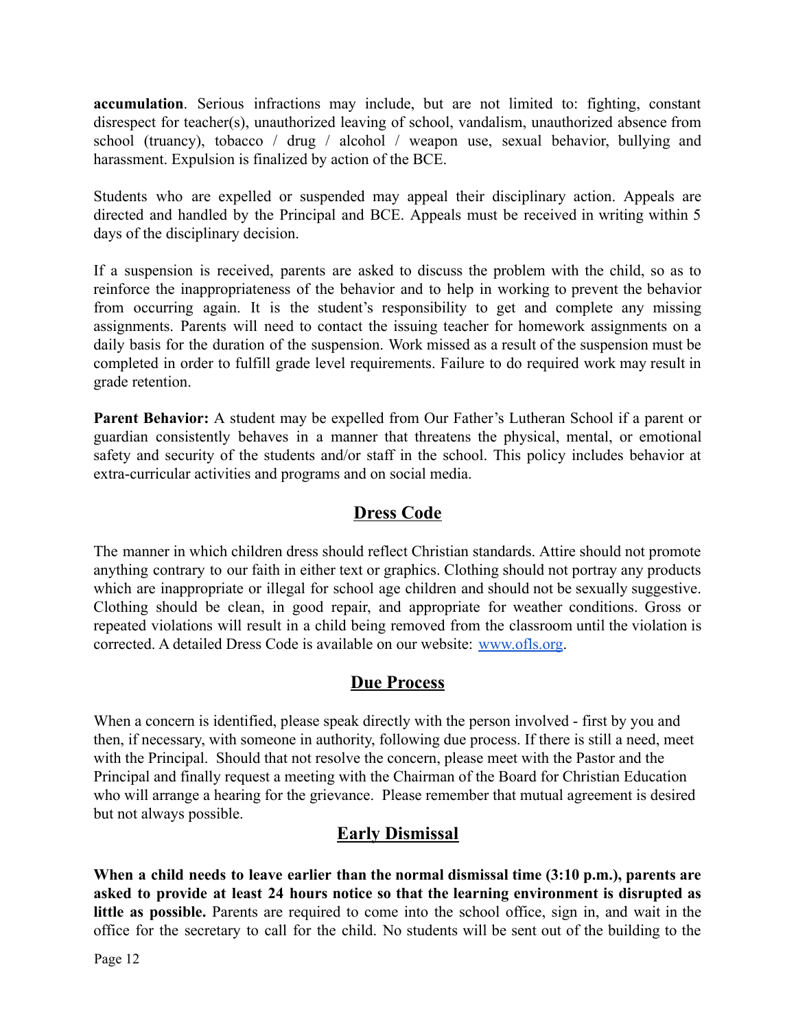**accumulation**. Serious infractions may include, but are not limited to: fighting, constant disrespect for teacher(s), unauthorized leaving of school, vandalism, unauthorized absence from school (truancy), tobacco / drug / alcohol / weapon use, sexual behavior, bullying and harassment. Expulsion is finalized by action of the BCE.

Students who are expelled or suspended may appeal their disciplinary action. Appeals are directed and handled by the Principal and BCE. Appeals must be received in writing within 5 days of the disciplinary decision.

If a suspension is received, parents are asked to discuss the problem with the child, so as to reinforce the inappropriateness of the behavior and to help in working to prevent the behavior from occurring again. It is the student's responsibility to get and complete any missing assignments. Parents will need to contact the issuing teacher for homework assignments on a daily basis for the duration of the suspension. Work missed as a result of the suspension must be completed in order to fulfill grade level requirements. Failure to do required work may result in grade retention.

**Parent Behavior:** A student may be expelled from Our Father's Lutheran School if a parent or guardian consistently behaves in a manner that threatens the physical, mental, or emotional safety and security of the students and/or staff in the school. This policy includes behavior at extra-curricular activities and programs and on social media.

## Dress Code

The manner in which children dress should reflect Christian standards. Attire should not promote anything contrary to our faith in either text or graphics. Clothing should not portray any products which are inappropriate or illegal for school age children and should not be sexually suggestive. Clothing should be clean, in good repair, and appropriate for weather conditions. Gross or repeated violations will result in a child being removed from the classroom until the violation is corrected. A detailed Dress Code is available on our website: [www.ofls.org](http://www.ofls.org).

## Due Process

When a concern is identified, please speak directly with the person involved - first by you and then, if necessary, with someone in authority, following due process. If there is still a need, meet with the Principal. Should that not resolve the concern, please meet with the Pastor and the Principal and finally request a meeting with the Chairman of the Board for Christian Education who will arrange a hearing for the grievance. Please remember that mutual agreement is desired but not always possible.

## Early Dismissal

**When a child needs to leave earlier than the normal dismissal time (3:10 p.m.), parents are asked to provide at least 24 hours notice so that the learning environment is disrupted as little as possible.** Parents are required to come into the school office, sign in, and wait in the office for the secretary to call for the child. No students will be sent out of the building to the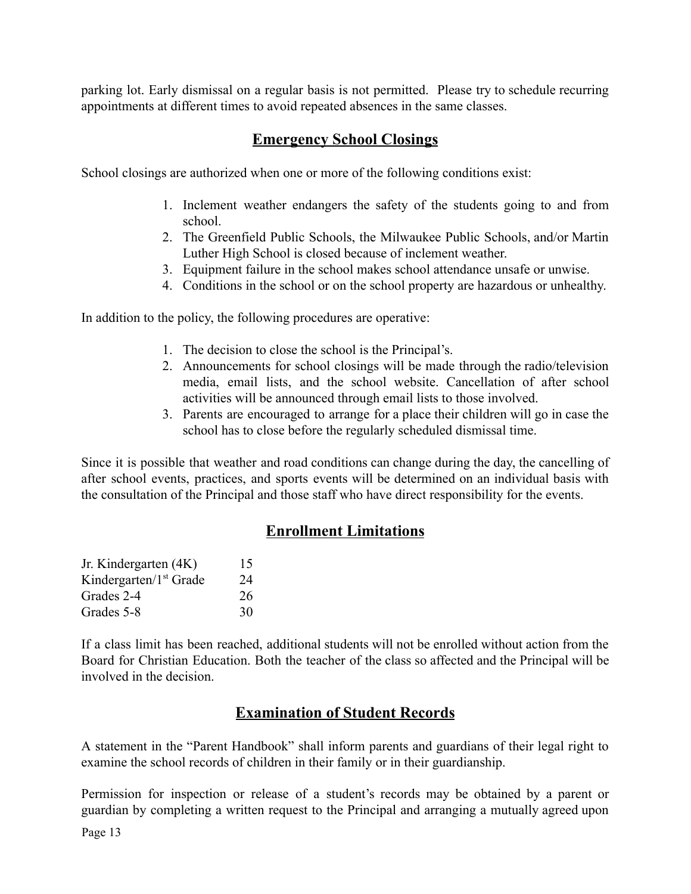parking lot. Early dismissal on a regular basis is not permitted. Please try to schedule recurring appointments at different times to avoid repeated absences in the same classes.

## Emergency School Closings

School closings are authorized when one or more of the following conditions exist:

1. Inclement weather endangers the safety of the students going to and from school.
2. The Greenfield Public Schools, the Milwaukee Public Schools, and/or Martin Luther High School is closed because of inclement weather.
3. Equipment failure in the school makes school attendance unsafe or unwise.
4. Conditions in the school or on the school property are hazardous or unhealthy.

In addition to the policy, the following procedures are operative:

1. The decision to close the school is the Principal's.
2. Announcements for school closings will be made through the radio/television media, email lists, and the school website. Cancellation of after school activities will be announced through email lists to those involved.
3. Parents are encouraged to arrange for a place their children will go in case the school has to close before the regularly scheduled dismissal time.

Since it is possible that weather and road conditions can change during the day, the cancelling of after school events, practices, and sports events will be determined on an individual basis with the consultation of the Principal and those staff who have direct responsibility for the events.

## Enrollment Limitations

| | |
|---|---|
| Jr. Kindergarten (4K) | 15 |
| Kindergarten/1st Grade | 24 |
| Grades 2-4 | 26 |
| Grades 5-8 | 30 |

If a class limit has been reached, additional students will not be enrolled without action from the Board for Christian Education. Both the teacher of the class so affected and the Principal will be involved in the decision.

## Examination of Student Records

A statement in the "Parent Handbook" shall inform parents and guardians of their legal right to examine the school records of children in their family or in their guardianship.

Permission for inspection or release of a student's records may be obtained by a parent or guardian by completing a written request to the Principal and arranging a mutually agreed upon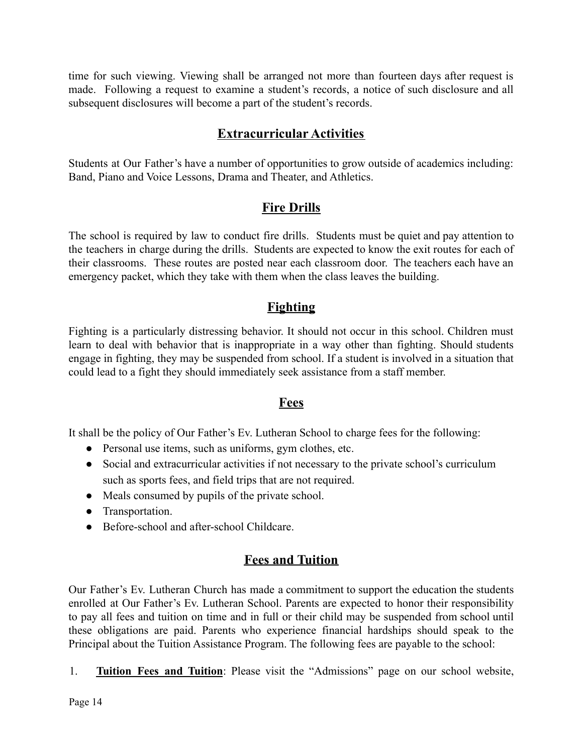time for such viewing. Viewing shall be arranged not more than fourteen days after request is made. Following a request to examine a student's records, a notice of such disclosure and all subsequent disclosures will become a part of the student's records.

## Extracurricular Activities

Students at Our Father's have a number of opportunities to grow outside of academics including: Band, Piano and Voice Lessons, Drama and Theater, and Athletics.

## Fire Drills

The school is required by law to conduct fire drills. Students must be quiet and pay attention to the teachers in charge during the drills. Students are expected to know the exit routes for each of their classrooms. These routes are posted near each classroom door. The teachers each have an emergency packet, which they take with them when the class leaves the building.

## Fighting

Fighting is a particularly distressing behavior. It should not occur in this school. Children must learn to deal with behavior that is inappropriate in a way other than fighting. Should students engage in fighting, they may be suspended from school. If a student is involved in a situation that could lead to a fight they should immediately seek assistance from a staff member.

## Fees

It shall be the policy of Our Father's Ev. Lutheran School to charge fees for the following:

- Personal use items, such as uniforms, gym clothes, etc.
- Social and extracurricular activities if not necessary to the private school's curriculum such as sports fees, and field trips that are not required.
- Meals consumed by pupils of the private school.
- Transportation.
- Before-school and after-school Childcare.

## Fees and Tuition

Our Father's Ev. Lutheran Church has made a commitment to support the education the students enrolled at Our Father's Ev. Lutheran School. Parents are expected to honor their responsibility to pay all fees and tuition on time and in full or their child may be suspended from school until these obligations are paid. Parents who experience financial hardships should speak to the Principal about the Tuition Assistance Program. The following fees are payable to the school:

1. **Tuition Fees and Tuition**: Please visit the "Admissions" page on our school website,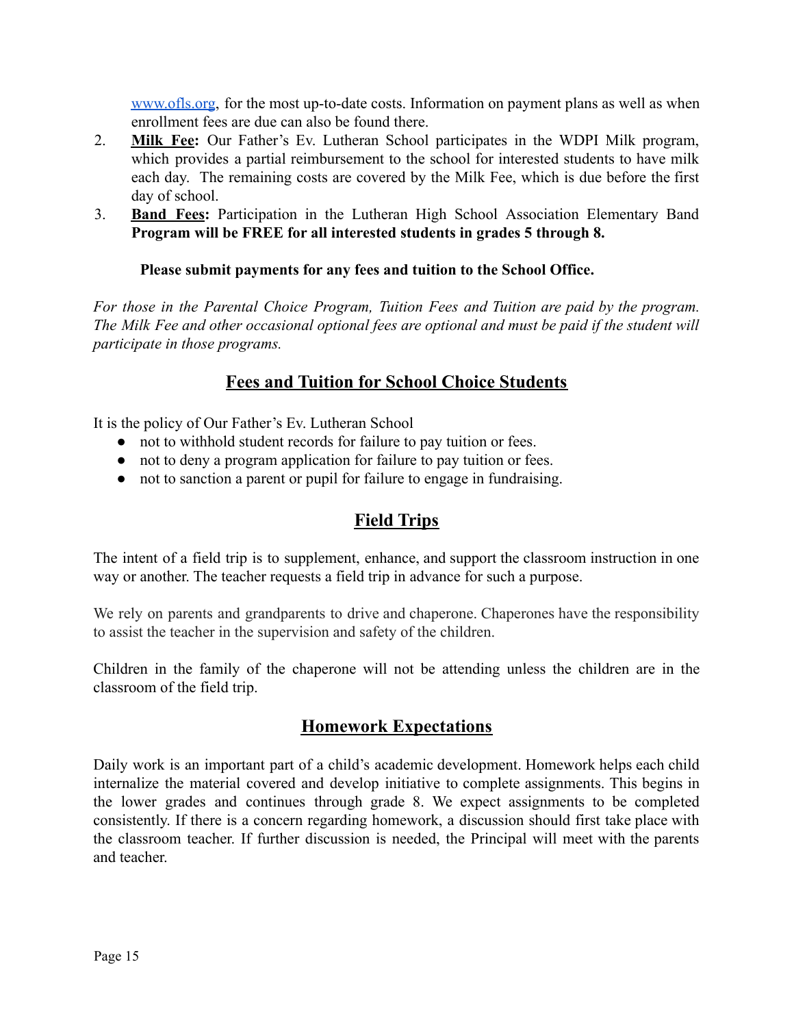www.ofls.org, for the most up-to-date costs. Information on payment plans as well as when enrollment fees are due can also be found there.

2. **Milk Fee:** Our Father's Ev. Lutheran School participates in the WDPI Milk program, which provides a partial reimbursement to the school for interested students to have milk each day. The remaining costs are covered by the Milk Fee, which is due before the first day of school.
3. **Band Fees:** Participation in the Lutheran High School Association Elementary Band **Program will be FREE for all interested students in grades 5 through 8.**

**Please submit payments for any fees and tuition to the School Office.**

*For those in the Parental Choice Program, Tuition Fees and Tuition are paid by the program. The Milk Fee and other occasional optional fees are optional and must be paid if the student will participate in those programs.*

## Fees and Tuition for School Choice Students

It is the policy of Our Father's Ev. Lutheran School

- not to withhold student records for failure to pay tuition or fees.
- not to deny a program application for failure to pay tuition or fees.
- not to sanction a parent or pupil for failure to engage in fundraising.

## Field Trips

The intent of a field trip is to supplement, enhance, and support the classroom instruction in one way or another. The teacher requests a field trip in advance for such a purpose.

We rely on parents and grandparents to drive and chaperone. Chaperones have the responsibility to assist the teacher in the supervision and safety of the children.

Children in the family of the chaperone will not be attending unless the children are in the classroom of the field trip.

## Homework Expectations

Daily work is an important part of a child's academic development. Homework helps each child internalize the material covered and develop initiative to complete assignments. This begins in the lower grades and continues through grade 8. We expect assignments to be completed consistently. If there is a concern regarding homework, a discussion should first take place with the classroom teacher. If further discussion is needed, the Principal will meet with the parents and teacher.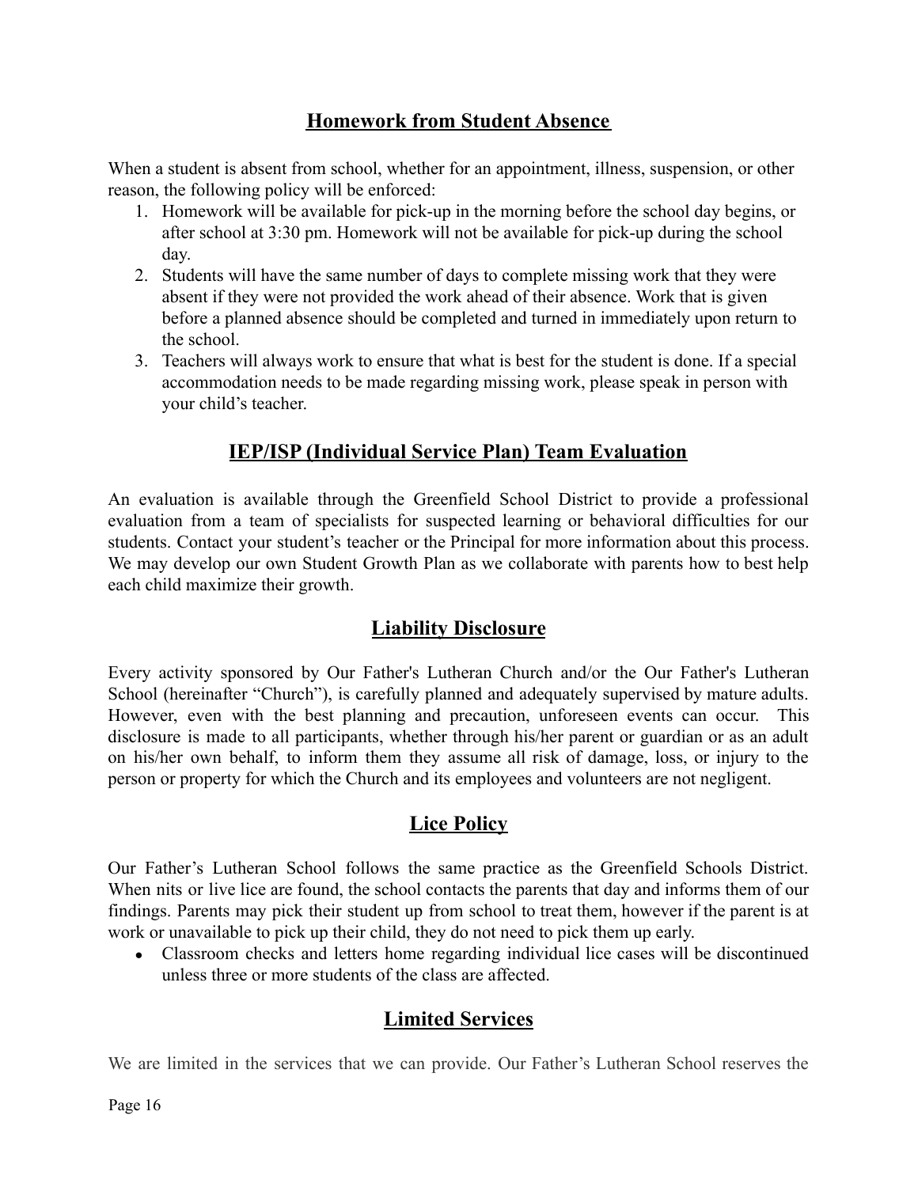## Homework from Student Absence

When a student is absent from school, whether for an appointment, illness, suspension, or other reason, the following policy will be enforced:

1. Homework will be available for pick-up in the morning before the school day begins, or after school at 3:30 pm. Homework will not be available for pick-up during the school day.
2. Students will have the same number of days to complete missing work that they were absent if they were not provided the work ahead of their absence. Work that is given before a planned absence should be completed and turned in immediately upon return to the school.
3. Teachers will always work to ensure that what is best for the student is done. If a special accommodation needs to be made regarding missing work, please speak in person with your child's teacher.

## IEP/ISP (Individual Service Plan) Team Evaluation

An evaluation is available through the Greenfield School District to provide a professional evaluation from a team of specialists for suspected learning or behavioral difficulties for our students. Contact your student's teacher or the Principal for more information about this process. We may develop our own Student Growth Plan as we collaborate with parents how to best help each child maximize their growth.

## Liability Disclosure

Every activity sponsored by Our Father's Lutheran Church and/or the Our Father's Lutheran School (hereinafter "Church"), is carefully planned and adequately supervised by mature adults. However, even with the best planning and precaution, unforeseen events can occur. This disclosure is made to all participants, whether through his/her parent or guardian or as an adult on his/her own behalf, to inform them they assume all risk of damage, loss, or injury to the person or property for which the Church and its employees and volunteers are not negligent.

## Lice Policy

Our Father's Lutheran School follows the same practice as the Greenfield Schools District. When nits or live lice are found, the school contacts the parents that day and informs them of our findings. Parents may pick their student up from school to treat them, however if the parent is at work or unavailable to pick up their child, they do not need to pick them up early.

- Classroom checks and letters home regarding individual lice cases will be discontinued unless three or more students of the class are affected.

## Limited Services

We are limited in the services that we can provide. Our Father's Lutheran School reserves the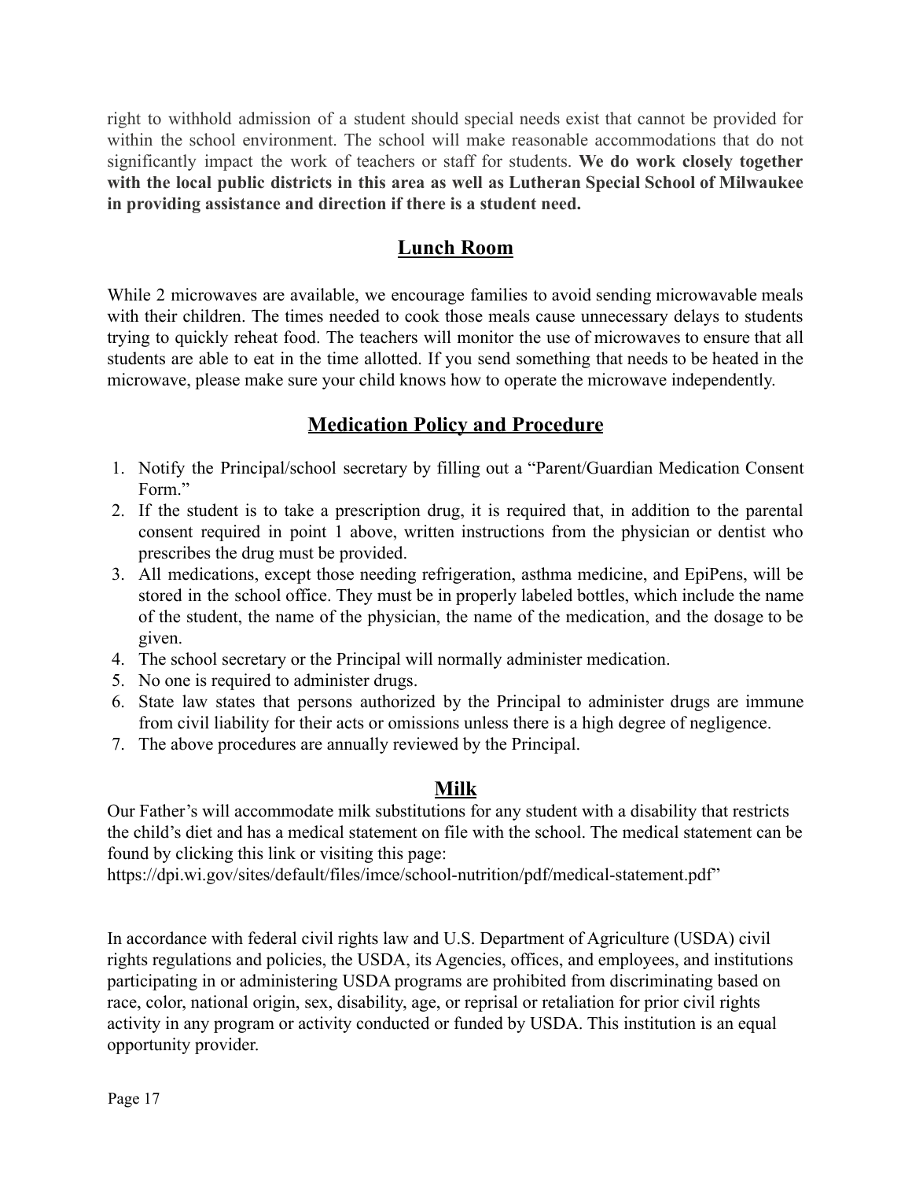right to withhold admission of a student should special needs exist that cannot be provided for within the school environment. The school will make reasonable accommodations that do not significantly impact the work of teachers or staff for students. **We do work closely together with the local public districts in this area as well as Lutheran Special School of Milwaukee in providing assistance and direction if there is a student need.**

## Lunch Room

While 2 microwaves are available, we encourage families to avoid sending microwavable meals with their children. The times needed to cook those meals cause unnecessary delays to students trying to quickly reheat food. The teachers will monitor the use of microwaves to ensure that all students are able to eat in the time allotted. If you send something that needs to be heated in the microwave, please make sure your child knows how to operate the microwave independently.

## Medication Policy and Procedure

1. Notify the Principal/school secretary by filling out a "Parent/Guardian Medication Consent Form."
2. If the student is to take a prescription drug, it is required that, in addition to the parental consent required in point 1 above, written instructions from the physician or dentist who prescribes the drug must be provided.
3. All medications, except those needing refrigeration, asthma medicine, and EpiPens, will be stored in the school office. They must be in properly labeled bottles, which include the name of the student, the name of the physician, the name of the medication, and the dosage to be given.
4. The school secretary or the Principal will normally administer medication.
5. No one is required to administer drugs.
6. State law states that persons authorized by the Principal to administer drugs are immune from civil liability for their acts or omissions unless there is a high degree of negligence.
7. The above procedures are annually reviewed by the Principal.

## Milk

Our Father's will accommodate milk substitutions for any student with a disability that restricts the child's diet and has a medical statement on file with the school. The medical statement can be found by clicking this link or visiting this page: https://dpi.wi.gov/sites/default/files/imce/school-nutrition/pdf/medical-statement.pdf"

In accordance with federal civil rights law and U.S. Department of Agriculture (USDA) civil rights regulations and policies, the USDA, its Agencies, offices, and employees, and institutions participating in or administering USDA programs are prohibited from discriminating based on race, color, national origin, sex, disability, age, or reprisal or retaliation for prior civil rights activity in any program or activity conducted or funded by USDA. This institution is an equal opportunity provider.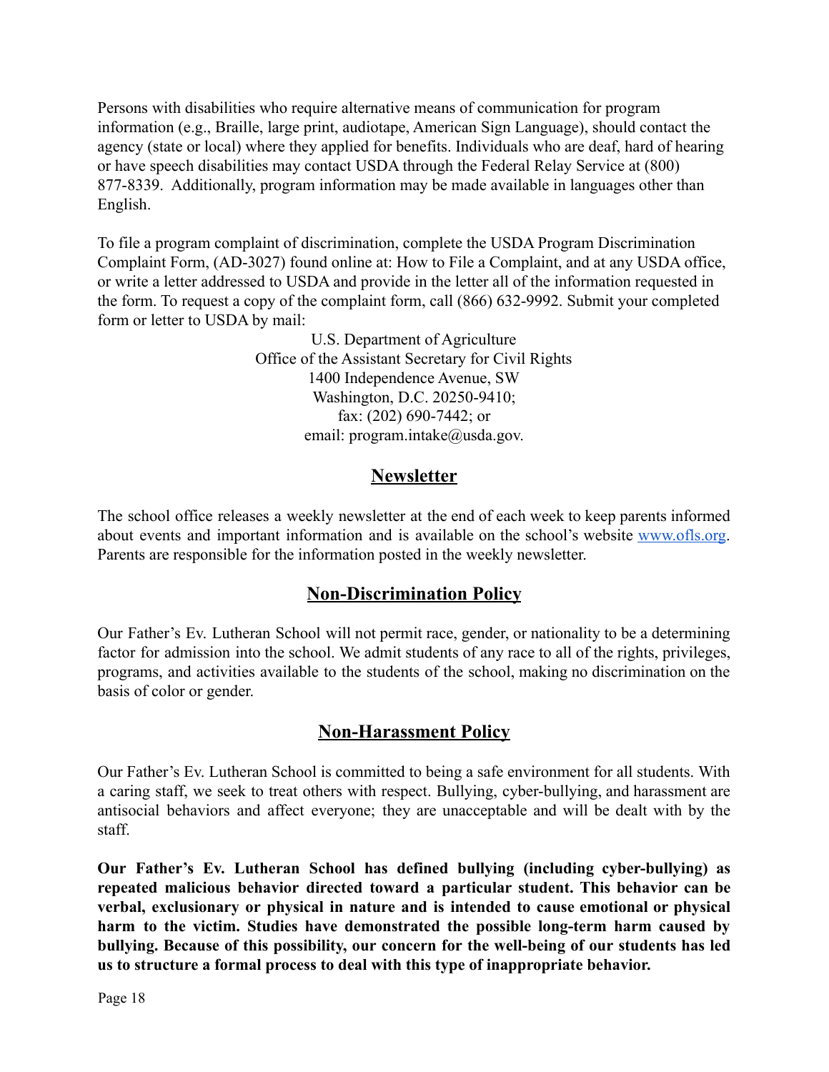Persons with disabilities who require alternative means of communication for program information (e.g., Braille, large print, audiotape, American Sign Language), should contact the agency (state or local) where they applied for benefits. Individuals who are deaf, hard of hearing or have speech disabilities may contact USDA through the Federal Relay Service at (800) 877-8339. Additionally, program information may be made available in languages other than English.

To file a program complaint of discrimination, complete the USDA Program Discrimination Complaint Form, (AD-3027) found online at: How to File a Complaint, and at any USDA office, or write a letter addressed to USDA and provide in the letter all of the information requested in the form. To request a copy of the complaint form, call (866) 632-9992. Submit your completed form or letter to USDA by mail:

U.S. Department of Agriculture
Office of the Assistant Secretary for Civil Rights
1400 Independence Avenue, SW
Washington, D.C. 20250-9410;
fax: (202) 690-7442; or
email: program.intake@usda.gov.

## Newsletter

The school office releases a weekly newsletter at the end of each week to keep parents informed about events and important information and is available on the school's website [www.ofls.org](http://www.ofls.org). Parents are responsible for the information posted in the weekly newsletter.

## Non-Discrimination Policy

Our Father's Ev. Lutheran School will not permit race, gender, or nationality to be a determining factor for admission into the school. We admit students of any race to all of the rights, privileges, programs, and activities available to the students of the school, making no discrimination on the basis of color or gender.

## Non-Harassment Policy

Our Father's Ev. Lutheran School is committed to being a safe environment for all students. With a caring staff, we seek to treat others with respect. Bullying, cyber-bullying, and harassment are antisocial behaviors and affect everyone; they are unacceptable and will be dealt with by the staff.

**Our Father's Ev. Lutheran School has defined bullying (including cyber-bullying) as repeated malicious behavior directed toward a particular student. This behavior can be verbal, exclusionary or physical in nature and is intended to cause emotional or physical harm to the victim. Studies have demonstrated the possible long-term harm caused by bullying. Because of this possibility, our concern for the well-being of our students has led us to structure a formal process to deal with this type of inappropriate behavior.**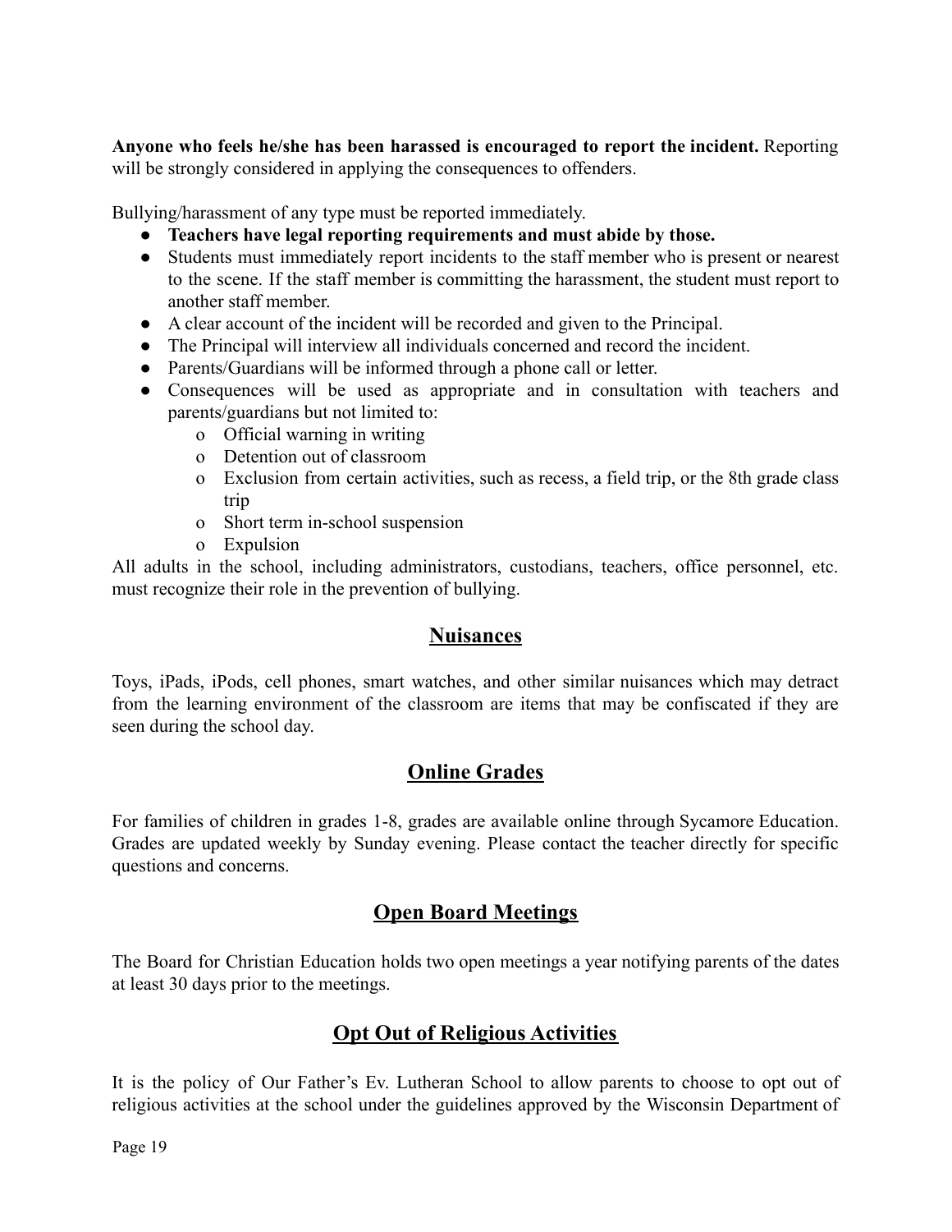**Anyone who feels he/she has been harassed is encouraged to report the incident.** Reporting will be strongly considered in applying the consequences to offenders.

Bullying/harassment of any type must be reported immediately.

- **Teachers have legal reporting requirements and must abide by those.**
- Students must immediately report incidents to the staff member who is present or nearest to the scene. If the staff member is committing the harassment, the student must report to another staff member.
- A clear account of the incident will be recorded and given to the Principal.
- The Principal will interview all individuals concerned and record the incident.
- Parents/Guardians will be informed through a phone call or letter.
- Consequences will be used as appropriate and in consultation with teachers and parents/guardians but not limited to:
    - Official warning in writing
    - Detention out of classroom
    - Exclusion from certain activities, such as recess, a field trip, or the 8th grade class trip
    - Short term in-school suspension
    - Expulsion

All adults in the school, including administrators, custodians, teachers, office personnel, etc. must recognize their role in the prevention of bullying.

## Nuisances

Toys, iPads, iPods, cell phones, smart watches, and other similar nuisances which may detract from the learning environment of the classroom are items that may be confiscated if they are seen during the school day.

## Online Grades

For families of children in grades 1-8, grades are available online through Sycamore Education. Grades are updated weekly by Sunday evening. Please contact the teacher directly for specific questions and concerns.

## Open Board Meetings

The Board for Christian Education holds two open meetings a year notifying parents of the dates at least 30 days prior to the meetings.

## Opt Out of Religious Activities

It is the policy of Our Father's Ev. Lutheran School to allow parents to choose to opt out of religious activities at the school under the guidelines approved by the Wisconsin Department of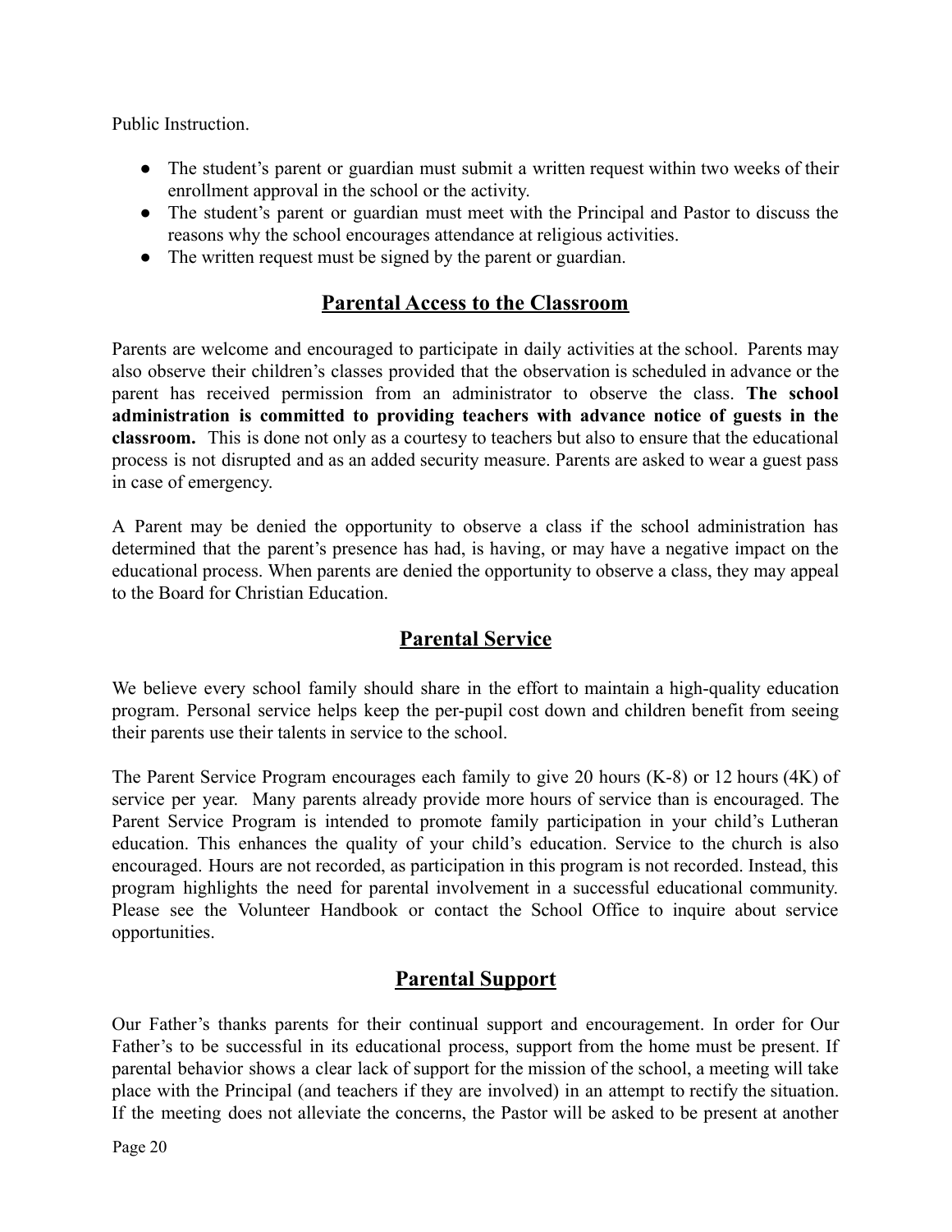Public Instruction.

- The student's parent or guardian must submit a written request within two weeks of their enrollment approval in the school or the activity.
- The student's parent or guardian must meet with the Principal and Pastor to discuss the reasons why the school encourages attendance at religious activities.
- The written request must be signed by the parent or guardian.

## Parental Access to the Classroom

Parents are welcome and encouraged to participate in daily activities at the school. Parents may also observe their children's classes provided that the observation is scheduled in advance or the parent has received permission from an administrator to observe the class. **The school administration is committed to providing teachers with advance notice of guests in the classroom.** This is done not only as a courtesy to teachers but also to ensure that the educational process is not disrupted and as an added security measure. Parents are asked to wear a guest pass in case of emergency.

A Parent may be denied the opportunity to observe a class if the school administration has determined that the parent's presence has had, is having, or may have a negative impact on the educational process. When parents are denied the opportunity to observe a class, they may appeal to the Board for Christian Education.

## Parental Service

We believe every school family should share in the effort to maintain a high-quality education program. Personal service helps keep the per-pupil cost down and children benefit from seeing their parents use their talents in service to the school.

The Parent Service Program encourages each family to give 20 hours (K-8) or 12 hours (4K) of service per year. Many parents already provide more hours of service than is encouraged. The Parent Service Program is intended to promote family participation in your child's Lutheran education. This enhances the quality of your child's education. Service to the church is also encouraged. Hours are not recorded, as participation in this program is not recorded. Instead, this program highlights the need for parental involvement in a successful educational community. Please see the Volunteer Handbook or contact the School Office to inquire about service opportunities.

## Parental Support

Our Father's thanks parents for their continual support and encouragement. In order for Our Father's to be successful in its educational process, support from the home must be present. If parental behavior shows a clear lack of support for the mission of the school, a meeting will take place with the Principal (and teachers if they are involved) in an attempt to rectify the situation. If the meeting does not alleviate the concerns, the Pastor will be asked to be present at another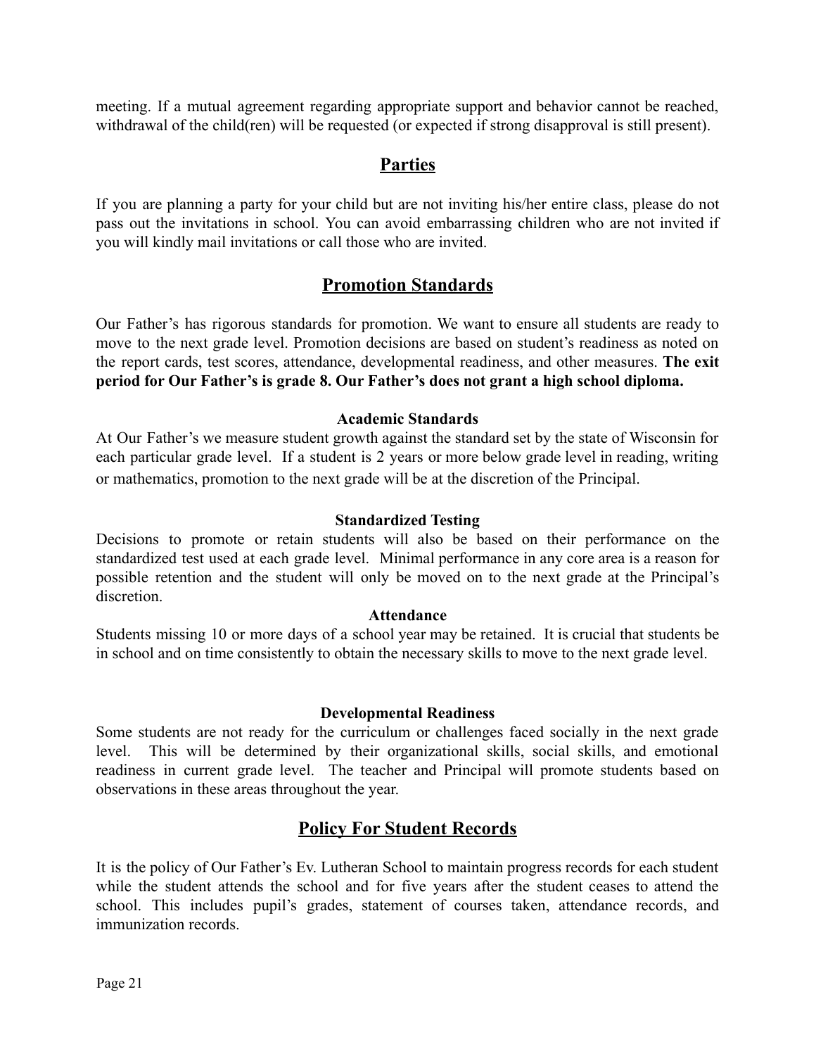meeting. If a mutual agreement regarding appropriate support and behavior cannot be reached, withdrawal of the child(ren) will be requested (or expected if strong disapproval is still present).

## Parties

If you are planning a party for your child but are not inviting his/her entire class, please do not pass out the invitations in school. You can avoid embarrassing children who are not invited if you will kindly mail invitations or call those who are invited.

## Promotion Standards

Our Father's has rigorous standards for promotion. We want to ensure all students are ready to move to the next grade level. Promotion decisions are based on student's readiness as noted on the report cards, test scores, attendance, developmental readiness, and other measures. **The exit period for Our Father's is grade 8. Our Father's does not grant a high school diploma.**

### Academic Standards

At Our Father's we measure student growth against the standard set by the state of Wisconsin for each particular grade level. If a student is 2 years or more below grade level in reading, writing or mathematics, promotion to the next grade will be at the discretion of the Principal.

### Standardized Testing

Decisions to promote or retain students will also be based on their performance on the standardized test used at each grade level. Minimal performance in any core area is a reason for possible retention and the student will only be moved on to the next grade at the Principal's discretion.

### Attendance

Students missing 10 or more days of a school year may be retained. It is crucial that students be in school and on time consistently to obtain the necessary skills to move to the next grade level.

### Developmental Readiness

Some students are not ready for the curriculum or challenges faced socially in the next grade level. This will be determined by their organizational skills, social skills, and emotional readiness in current grade level. The teacher and Principal will promote students based on observations in these areas throughout the year.

## Policy For Student Records

It is the policy of Our Father's Ev. Lutheran School to maintain progress records for each student while the student attends the school and for five years after the student ceases to attend the school. This includes pupil's grades, statement of courses taken, attendance records, and immunization records.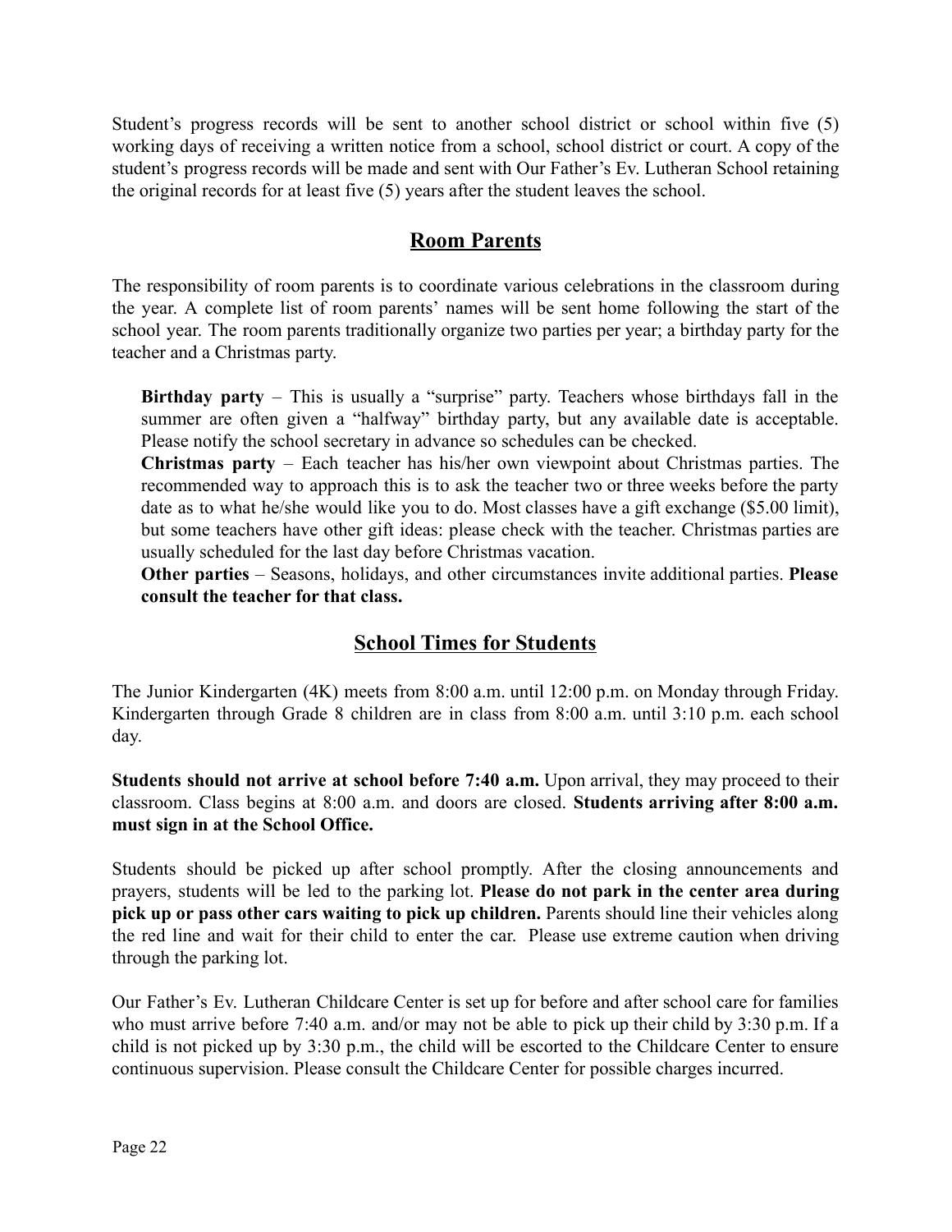Student's progress records will be sent to another school district or school within five (5) working days of receiving a written notice from a school, school district or court. A copy of the student's progress records will be made and sent with Our Father's Ev. Lutheran School retaining the original records for at least five (5) years after the student leaves the school.

## Room Parents

The responsibility of room parents is to coordinate various celebrations in the classroom during the year. A complete list of room parents' names will be sent home following the start of the school year. The room parents traditionally organize two parties per year; a birthday party for the teacher and a Christmas party.

**Birthday party** – This is usually a "surprise" party. Teachers whose birthdays fall in the summer are often given a "halfway" birthday party, but any available date is acceptable. Please notify the school secretary in advance so schedules can be checked.

**Christmas party** – Each teacher has his/her own viewpoint about Christmas parties. The recommended way to approach this is to ask the teacher two or three weeks before the party date as to what he/she would like you to do. Most classes have a gift exchange ($5.00 limit), but some teachers have other gift ideas: please check with the teacher. Christmas parties are usually scheduled for the last day before Christmas vacation.

**Other parties** – Seasons, holidays, and other circumstances invite additional parties. **Please consult the teacher for that class.**

## School Times for Students

The Junior Kindergarten (4K) meets from 8:00 a.m. until 12:00 p.m. on Monday through Friday. Kindergarten through Grade 8 children are in class from 8:00 a.m. until 3:10 p.m. each school day.

**Students should not arrive at school before 7:40 a.m.** Upon arrival, they may proceed to their classroom. Class begins at 8:00 a.m. and doors are closed. **Students arriving after 8:00 a.m. must sign in at the School Office.**

Students should be picked up after school promptly. After the closing announcements and prayers, students will be led to the parking lot. **Please do not park in the center area during pick up or pass other cars waiting to pick up children.** Parents should line their vehicles along the red line and wait for their child to enter the car. Please use extreme caution when driving through the parking lot.

Our Father's Ev. Lutheran Childcare Center is set up for before and after school care for families who must arrive before 7:40 a.m. and/or may not be able to pick up their child by 3:30 p.m. If a child is not picked up by 3:30 p.m., the child will be escorted to the Childcare Center to ensure continuous supervision. Please consult the Childcare Center for possible charges incurred.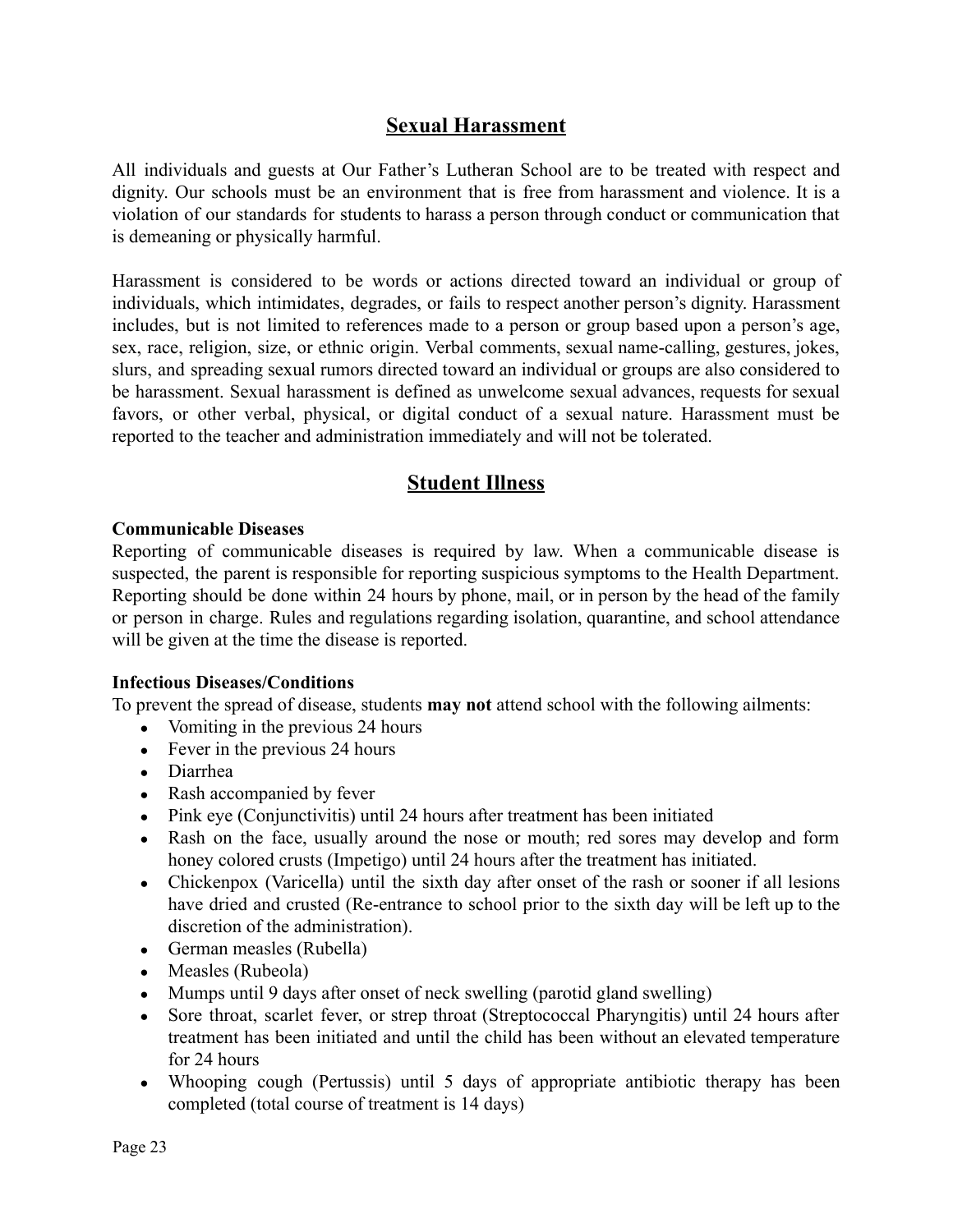## Sexual Harassment

All individuals and guests at Our Father's Lutheran School are to be treated with respect and dignity. Our schools must be an environment that is free from harassment and violence. It is a violation of our standards for students to harass a person through conduct or communication that is demeaning or physically harmful.

Harassment is considered to be words or actions directed toward an individual or group of individuals, which intimidates, degrades, or fails to respect another person's dignity. Harassment includes, but is not limited to references made to a person or group based upon a person's age, sex, race, religion, size, or ethnic origin. Verbal comments, sexual name-calling, gestures, jokes, slurs, and spreading sexual rumors directed toward an individual or groups are also considered to be harassment. Sexual harassment is defined as unwelcome sexual advances, requests for sexual favors, or other verbal, physical, or digital conduct of a sexual nature. Harassment must be reported to the teacher and administration immediately and will not be tolerated.

## Student Illness

**Communicable Diseases**

Reporting of communicable diseases is required by law. When a communicable disease is suspected, the parent is responsible for reporting suspicious symptoms to the Health Department. Reporting should be done within 24 hours by phone, mail, or in person by the head of the family or person in charge. Rules and regulations regarding isolation, quarantine, and school attendance will be given at the time the disease is reported.

**Infectious Diseases/Conditions**

To prevent the spread of disease, students **may not** attend school with the following ailments:

- Vomiting in the previous 24 hours
- Fever in the previous 24 hours
- Diarrhea
- Rash accompanied by fever
- Pink eye (Conjunctivitis) until 24 hours after treatment has been initiated
- Rash on the face, usually around the nose or mouth; red sores may develop and form honey colored crusts (Impetigo) until 24 hours after the treatment has initiated.
- Chickenpox (Varicella) until the sixth day after onset of the rash or sooner if all lesions have dried and crusted (Re-entrance to school prior to the sixth day will be left up to the discretion of the administration).
- German measles (Rubella)
- Measles (Rubeola)
- Mumps until 9 days after onset of neck swelling (parotid gland swelling)
- Sore throat, scarlet fever, or strep throat (Streptococcal Pharyngitis) until 24 hours after treatment has been initiated and until the child has been without an elevated temperature for 24 hours
- Whooping cough (Pertussis) until 5 days of appropriate antibiotic therapy has been completed (total course of treatment is 14 days)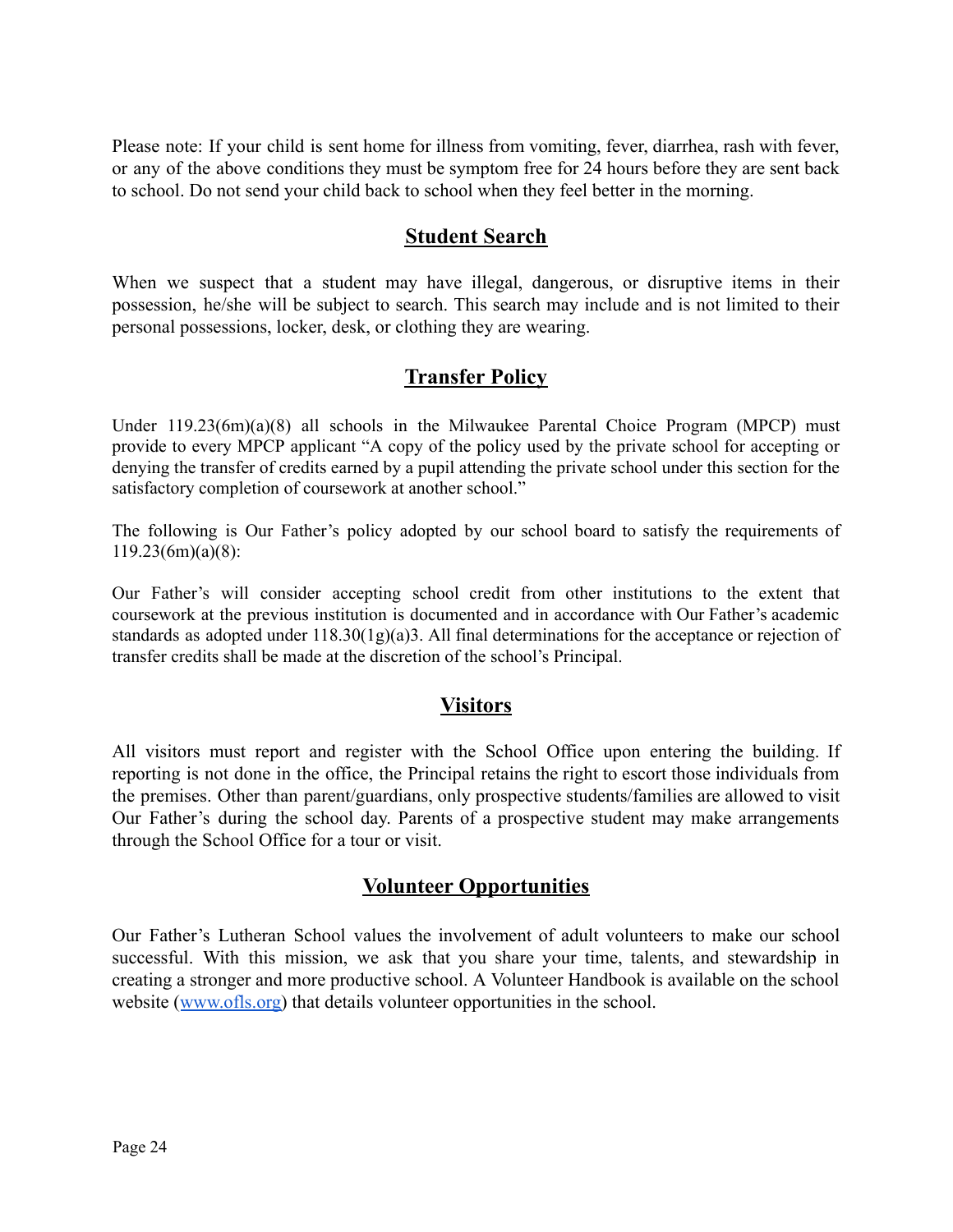Please note: If your child is sent home for illness from vomiting, fever, diarrhea, rash with fever, or any of the above conditions they must be symptom free for 24 hours before they are sent back to school. Do not send your child back to school when they feel better in the morning.

## Student Search

When we suspect that a student may have illegal, dangerous, or disruptive items in their possession, he/she will be subject to search. This search may include and is not limited to their personal possessions, locker, desk, or clothing they are wearing.

## Transfer Policy

Under 119.23(6m)(a)(8) all schools in the Milwaukee Parental Choice Program (MPCP) must provide to every MPCP applicant "A copy of the policy used by the private school for accepting or denying the transfer of credits earned by a pupil attending the private school under this section for the satisfactory completion of coursework at another school."

The following is Our Father's policy adopted by our school board to satisfy the requirements of 119.23(6m)(a)(8):

Our Father's will consider accepting school credit from other institutions to the extent that coursework at the previous institution is documented and in accordance with Our Father's academic standards as adopted under 118.30(1g)(a)3. All final determinations for the acceptance or rejection of transfer credits shall be made at the discretion of the school's Principal.

## Visitors

All visitors must report and register with the School Office upon entering the building. If reporting is not done in the office, the Principal retains the right to escort those individuals from the premises. Other than parent/guardians, only prospective students/families are allowed to visit Our Father's during the school day. Parents of a prospective student may make arrangements through the School Office for a tour or visit.

## Volunteer Opportunities

Our Father's Lutheran School values the involvement of adult volunteers to make our school successful. With this mission, we ask that you share your time, talents, and stewardship in creating a stronger and more productive school. A Volunteer Handbook is available on the school website ([www.ofls.org](http://www.ofls.org)) that details volunteer opportunities in the school.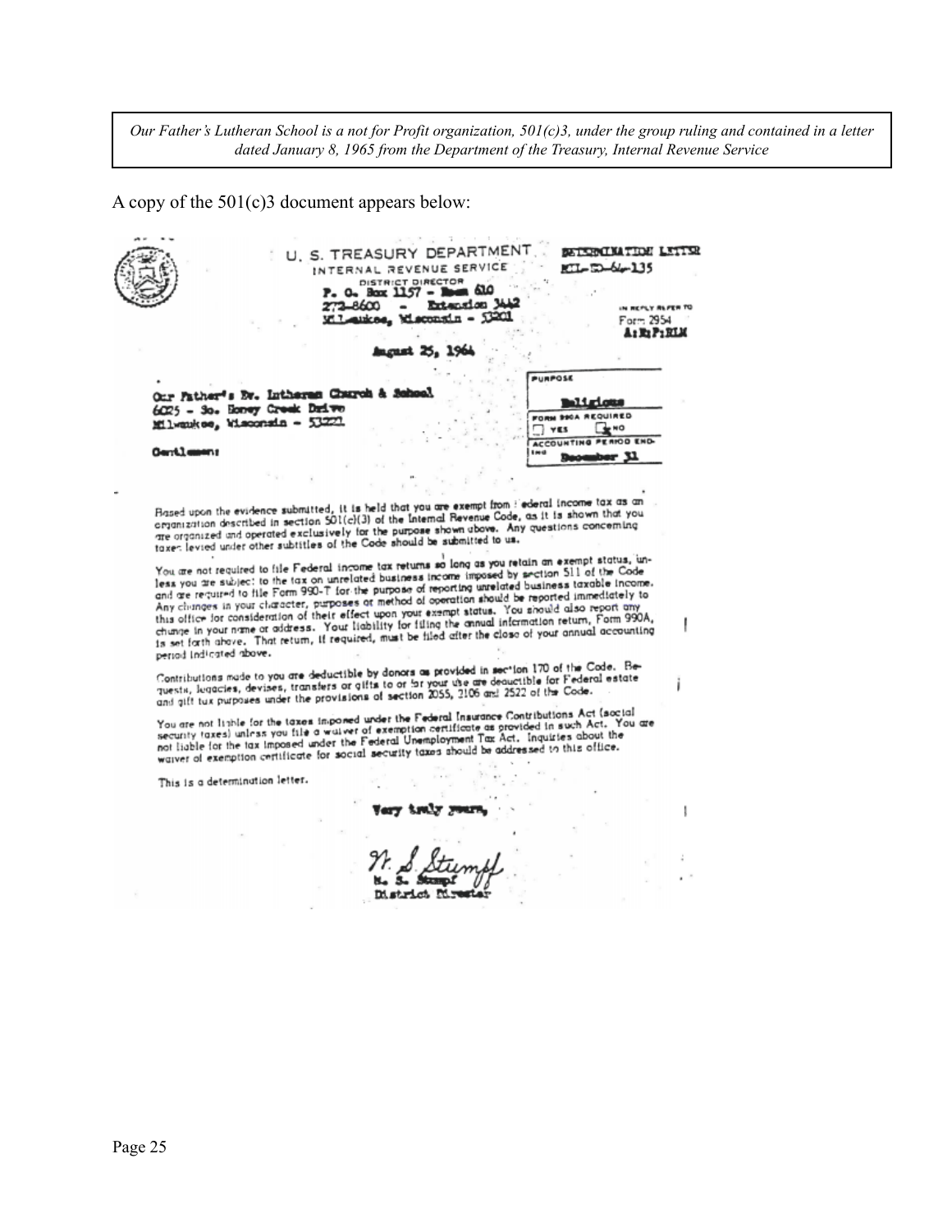*Our Father's Lutheran School is a not for Profit organization, 501(c)3, under the group ruling and contained in a letter dated January 8, 1965 from the Department of the Treasury, Internal Revenue Service*

A copy of the 501(c)3 document appears below:

U. S. TREASURY DEPARTMENT
INTERNAL REVENUE SERVICE
DISTRICT DIRECTOR
P. O. Box 1157 – Room 610
272-8600 – Extension 3442
Milwaukee, Wisconsin – 53201

DETERMINATION LETTER
MIL-ED-64-135

IN REPLY REFER TO
Form 2954
A:E:P:RLM

August 25, 1964

Our Father's Ev. Lutheran Church & School
6025 – So. Honey Creek Drive
Milwaukee, Wisconsin – 53221

PURPOSE
Religious

FORM 990A REQUIRED
☐ YES ☒ NO

ACCOUNTING PERIOD ENDING
December 31

Gentlemen:

Based upon the evidence submitted, it is held that you are exempt from Federal income tax as an organization described in section 501(c)(3) of the Internal Revenue Code, as it is shown that you are organized and operated exclusively for the purpose shown above. Any questions concerning taxes levied under other subtitles of the Code should be submitted to us.

You are not required to file Federal income tax returns so long as you retain an exempt status, unless you are subject to the tax on unrelated business income imposed by section 511 of the Code and are required to file Form 990-T for the purpose of reporting unrelated business taxable income. Any changes in your character, purposes or method of operation should be reported immediately to this office for consideration of their effect upon your exempt status. You should also report any change in your name or address. Your liability for filing the annual information return, Form 990A, is set forth above. That return, if required, must be filed after the close of your annual accounting period indicated above.

Contributions made to you are deductible by donors as provided in section 170 of the Code. Bequests, legacies, devises, transfers or gifts to or for your use are deductible for Federal estate and gift tax purposes under the provisions of section 2055, 2106 and 2522 of the Code.

You are not liable for the taxes imposed under the Federal Insurance Contributions Act (social security taxes) unless you file a waiver of exemption certificate as provided in such Act. You are not liable for the tax imposed under the Federal Unemployment Tax Act. Inquiries about the waiver of exemption certificate for social security taxes should be addressed to this office.

This is a determination letter.

Very truly yours,

N. S. Stumpf
N. S. Stumpf
District Director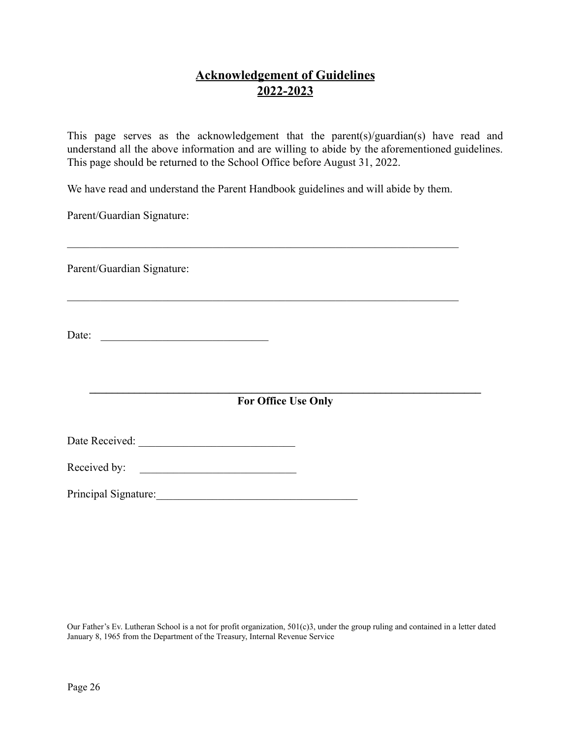# Acknowledgement of Guidelines
## 2022-2023

This page serves as the acknowledgement that the parent(s)/guardian(s) have read and understand all the above information and are willing to abide by the aforementioned guidelines. This page should be returned to the School Office before August 31, 2022.

We have read and understand the Parent Handbook guidelines and will abide by them.

Parent/Guardian Signature:

___________________________________________________________________________

Parent/Guardian Signature:

___________________________________________________________________________

Date: ________________________________

---

**For Office Use Only**

Date Received: ____________________________

Received by: ____________________________

Principal Signature:____________________________________

Our Father's Ev. Lutheran School is a not for profit organization, 501(c)3, under the group ruling and contained in a letter dated January 8, 1965 from the Department of the Treasury, Internal Revenue Service